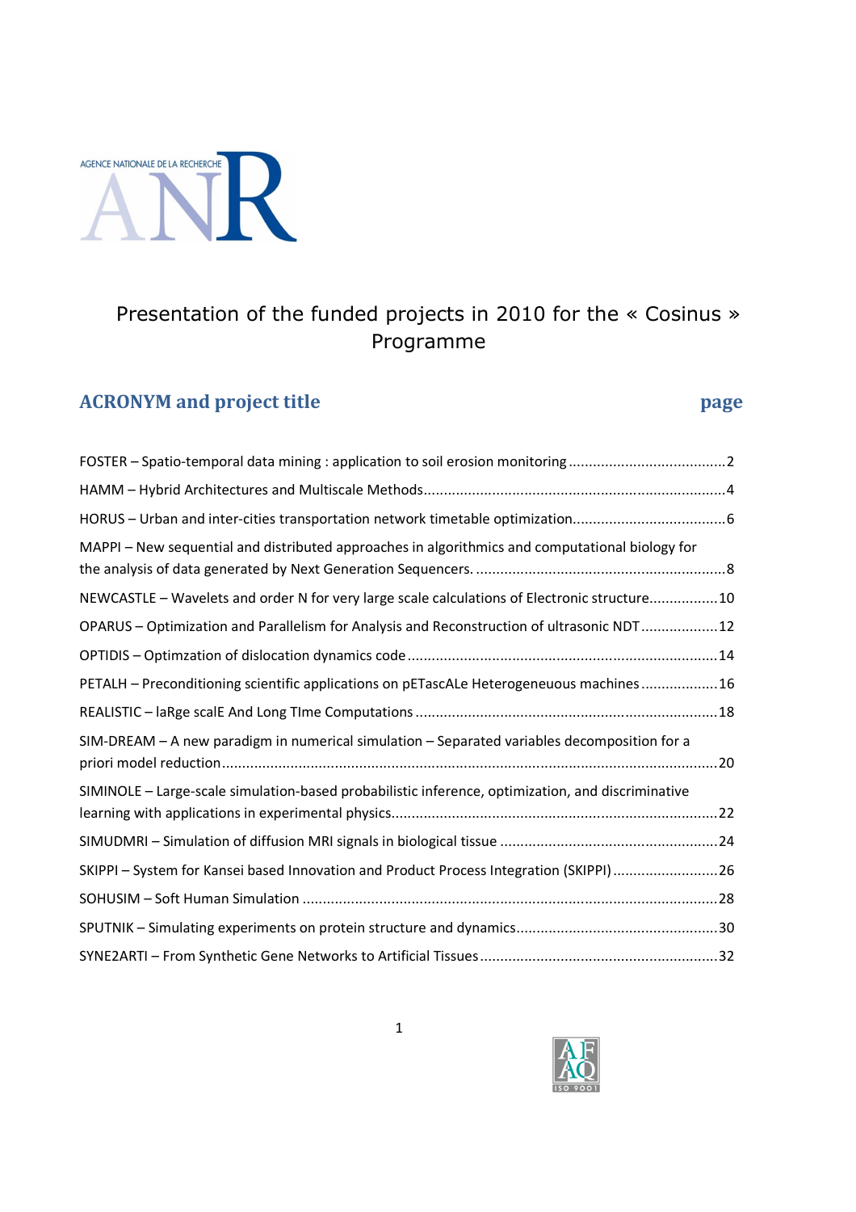AGENCE NATIONALE DE LA RECHERCHE

# Presentation of the funded projects in 2010 for the « Cosinus » Programme

## ACRONYM and project title — page

| ACRONYM and project title | page |
| --- | --- |
| FOSTER – Spatio-temporal data mining : application to soil erosion monitoring | 2 |
| HAMM – Hybrid Architectures and Multiscale Methods | 4 |
| HORUS – Urban and inter-cities transportation network timetable optimization | 6 |
| MAPPI – New sequential and distributed approaches in algorithmics and computational biology for the analysis of data generated by Next Generation Sequencers. | 8 |
| NEWCASTLE – Wavelets and order N for very large scale calculations of Electronic structure | 10 |
| OPARUS – Optimization and Parallelism for Analysis and Reconstruction of ultrasonic NDT | 12 |
| OPTIDIS – Optimzation of dislocation dynamics code | 14 |
| PETALH – Preconditioning scientific applications on pETascALe Heterogeneuous machines | 16 |
| REALISTIC – laRge scalE And Long TIme Computations | 18 |
| SIM-DREAM – A new paradigm in numerical simulation – Separated variables decomposition for a priori model reduction | 20 |
| SIMINOLE – Large-scale simulation-based probabilistic inference, optimization, and discriminative learning with applications in experimental physics | 22 |
| SIMUDMRI – Simulation of diffusion MRI signals in biological tissue | 24 |
| SKIPPI – System for Kansei based Innovation and Product Process Integration (SKIPPI) | 26 |
| SOHUSIM – Soft Human Simulation | 28 |
| SPUTNIK – Simulating experiments on protein structure and dynamics | 30 |
| SYNE2ARTI – From Synthetic Gene Networks to Artificial Tissues | 32 |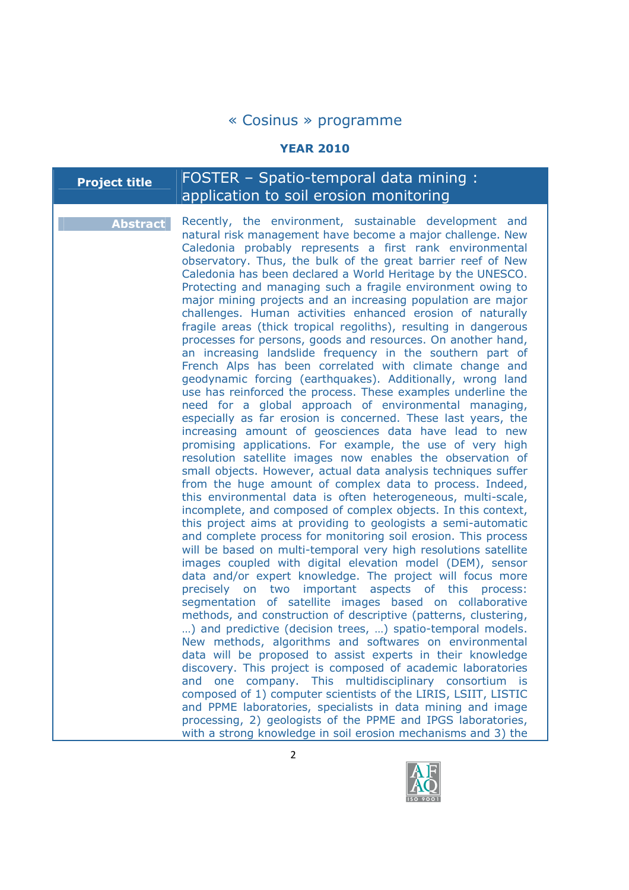# « Cosinus » programme

**YEAR 2010**

| **Project title** | FOSTER – Spatio-temporal data mining : application to soil erosion monitoring |
|---|---|
| **Abstract** | Recently, the environment, sustainable development and natural risk management have become a major challenge. New Caledonia probably represents a first rank environmental observatory. Thus, the bulk of the great barrier reef of New Caledonia has been declared a World Heritage by the UNESCO. Protecting and managing such a fragile environment owing to major mining projects and an increasing population are major challenges. Human activities enhanced erosion of naturally fragile areas (thick tropical regoliths), resulting in dangerous processes for persons, goods and resources. On another hand, an increasing landslide frequency in the southern part of French Alps has been correlated with climate change and geodynamic forcing (earthquakes). Additionally, wrong land use has reinforced the process. These examples underline the need for a global approach of environmental managing, especially as far erosion is concerned. These last years, the increasing amount of geosciences data have lead to new promising applications. For example, the use of very high resolution satellite images now enables the observation of small objects. However, actual data analysis techniques suffer from the huge amount of complex data to process. Indeed, this environmental data is often heterogeneous, multi-scale, incomplete, and composed of complex objects. In this context, this project aims at providing to geologists a semi-automatic and complete process for monitoring soil erosion. This process will be based on multi-temporal very high resolutions satellite images coupled with digital elevation model (DEM), sensor data and/or expert knowledge. The project will focus more precisely on two important aspects of this process: segmentation of satellite images based on collaborative methods, and construction of descriptive (patterns, clustering, …) and predictive (decision trees, …) spatio-temporal models. New methods, algorithms and softwares on environmental data will be proposed to assist experts in their knowledge discovery. This project is composed of academic laboratories and one company. This multidisciplinary consortium is composed of 1) computer scientists of the LIRIS, LSIIT, LISTIC and PPME laboratories, specialists in data mining and image processing, 2) geologists of the PPME and IPGS laboratories, with a strong knowledge in soil erosion mechanisms and 3) the |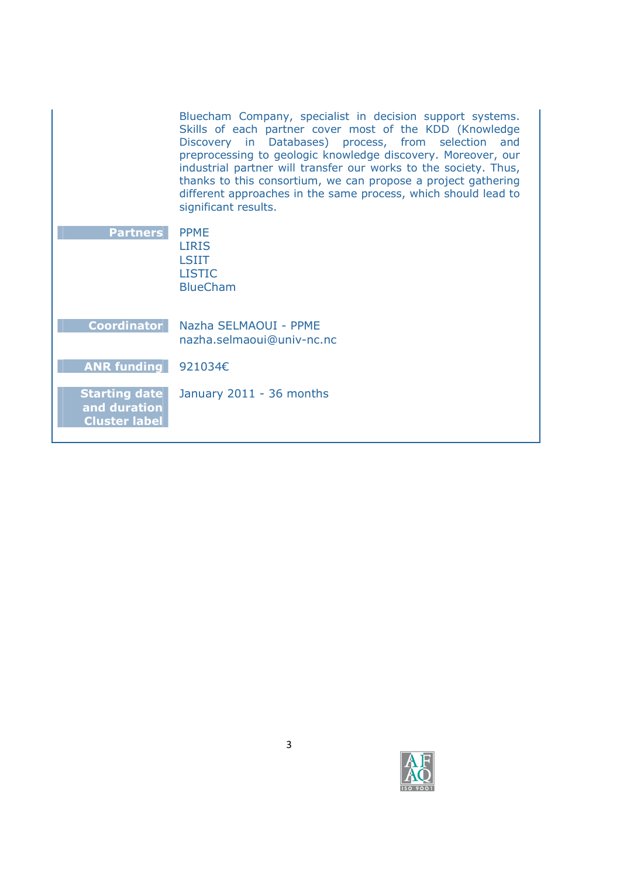| | |
|---|---|
| | Bluecham Company, specialist in decision support systems. Skills of each partner cover most of the KDD (Knowledge Discovery in Databases) process, from selection and preprocessing to geologic knowledge discovery. Moreover, our industrial partner will transfer our works to the society. Thus, thanks to this consortium, we can propose a project gathering different approaches in the same process, which should lead to significant results. |
| **Partners** | PPME<br>LIRIS<br>LSIIT<br>LISTIC<br>BlueCham |
| **Coordinator** | Nazha SELMAOUI - PPME<br>nazha.selmaoui@univ-nc.nc |
| **ANR funding** | 921034€ |
| **Starting date and duration Cluster label** | January 2011 - 36 months |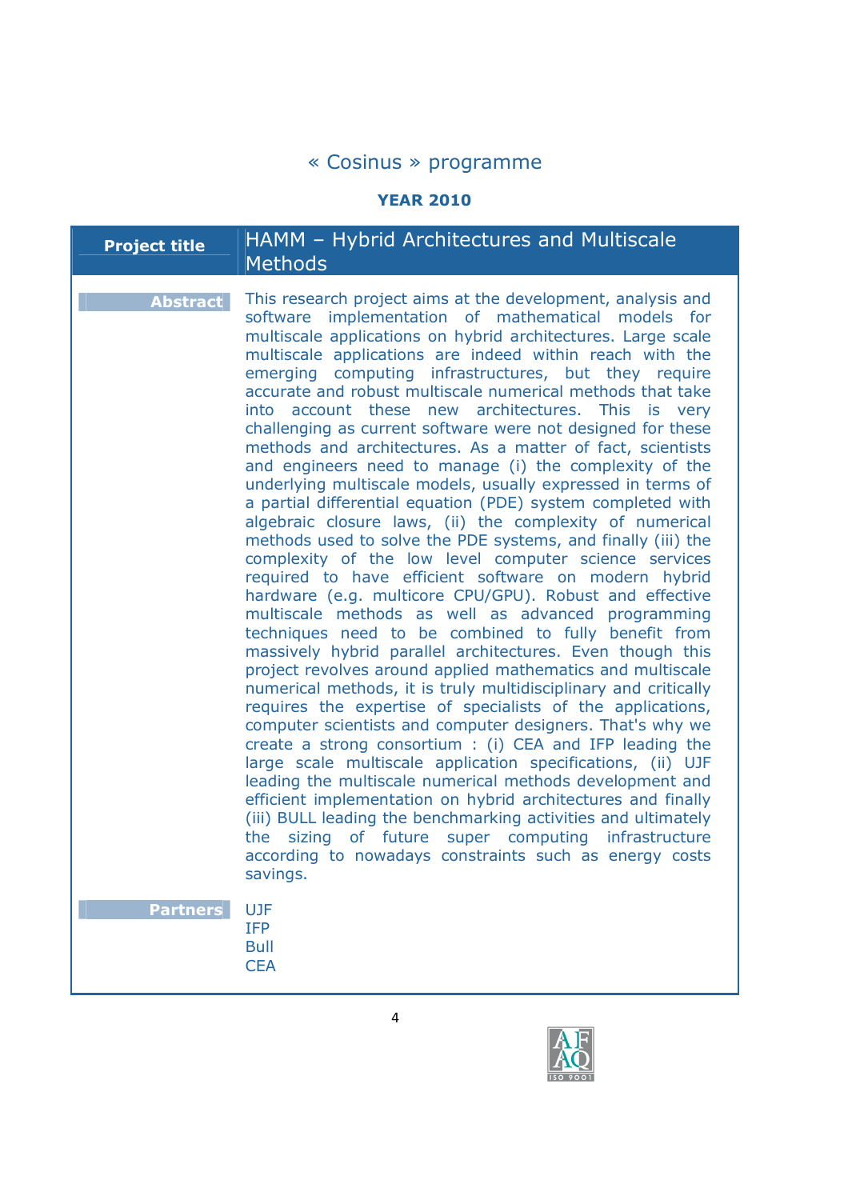# « Cosinus » programme

## YEAR 2010

| **Project title** | **HAMM – Hybrid Architectures and Multiscale Methods** |
| --- | --- |
| **Abstract** | This research project aims at the development, analysis and software implementation of mathematical models for multiscale applications on hybrid architectures. Large scale multiscale applications are indeed within reach with the emerging computing infrastructures, but they require accurate and robust multiscale numerical methods that take into account these new architectures. This is very challenging as current software were not designed for these methods and architectures. As a matter of fact, scientists and engineers need to manage (i) the complexity of the underlying multiscale models, usually expressed in terms of a partial differential equation (PDE) system completed with algebraic closure laws, (ii) the complexity of numerical methods used to solve the PDE systems, and finally (iii) the complexity of the low level computer science services required to have efficient software on modern hybrid hardware (e.g. multicore CPU/GPU). Robust and effective multiscale methods as well as advanced programming techniques need to be combined to fully benefit from massively hybrid parallel architectures. Even though this project revolves around applied mathematics and multiscale numerical methods, it is truly multidisciplinary and critically requires the expertise of specialists of the applications, computer scientists and computer designers. That's why we create a strong consortium : (i) CEA and IFP leading the large scale multiscale application specifications, (ii) UJF leading the multiscale numerical methods development and efficient implementation on hybrid architectures and finally (iii) BULL leading the benchmarking activities and ultimately the sizing of future super computing infrastructure according to nowadays constraints such as energy costs savings. |
| **Partners** | UJF<br>IFP<br>Bull<br>CEA |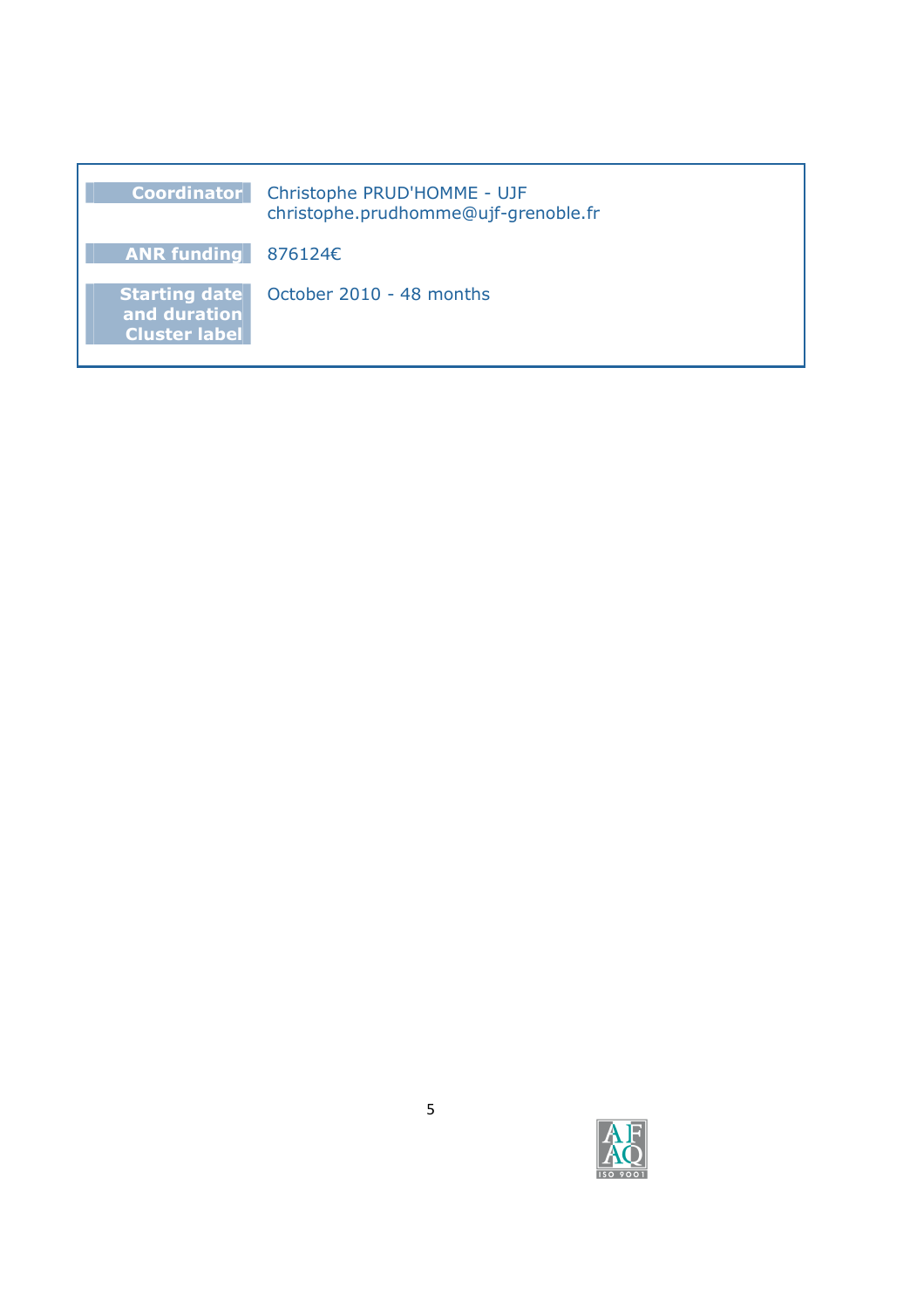| | |
|---|---|
| **Coordinator** | Christophe PRUD'HOMME - UJF<br>christophe.prudhomme@ujf-grenoble.fr |
| **ANR funding** | 876124€ |
| **Starting date and duration** | October 2010 - 48 months |
| **Cluster label** | |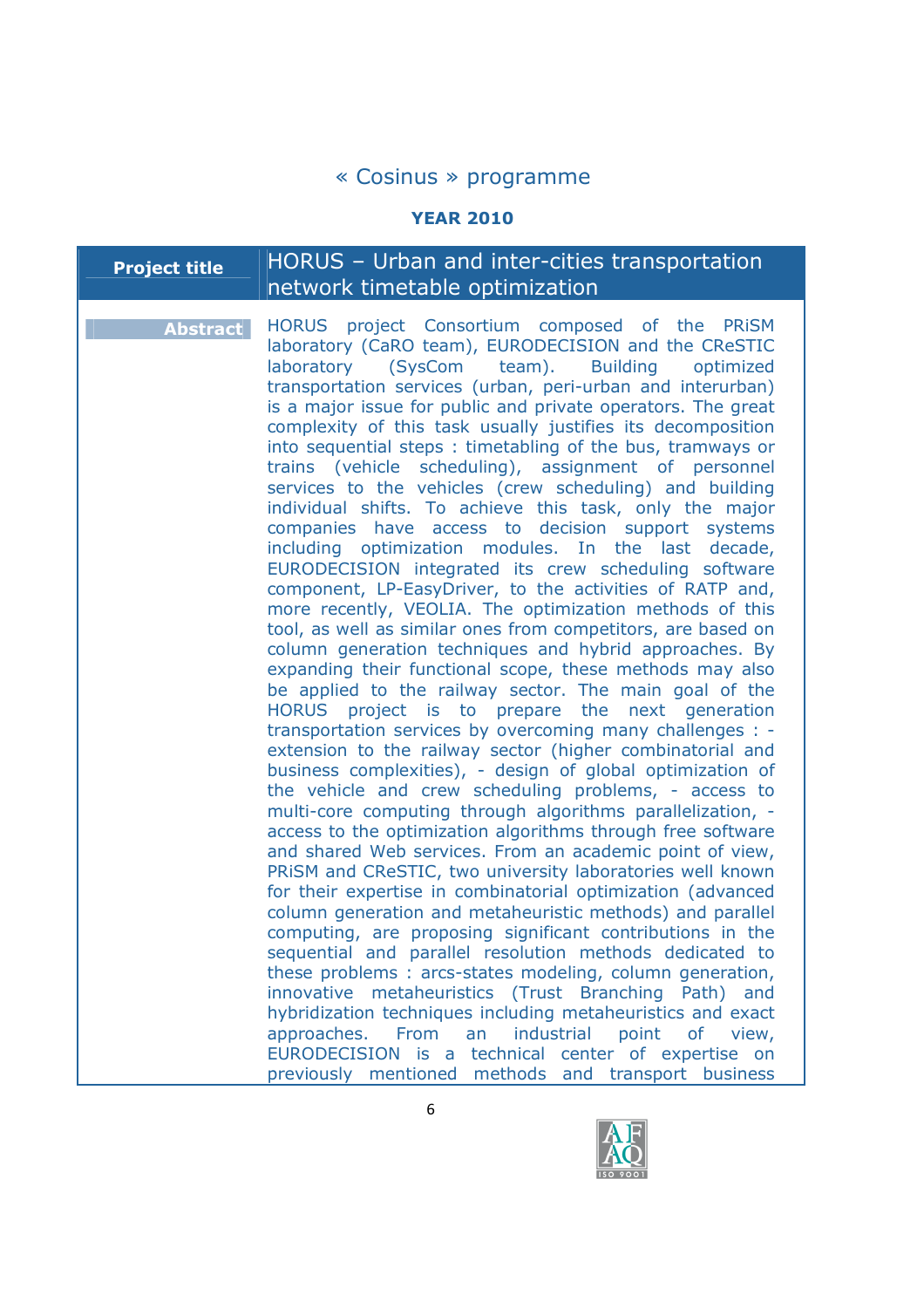# « Cosinus » programme

**YEAR 2010**

| **Project title** | HORUS – Urban and inter-cities transportation network timetable optimization |
|---|---|
| **Abstract** | HORUS project Consortium composed of the PRiSM laboratory (CaRO team), EURODECISION and the CReSTIC laboratory (SysCom team). Building optimized transportation services (urban, peri-urban and interurban) is a major issue for public and private operators. The great complexity of this task usually justifies its decomposition into sequential steps : timetabling of the bus, tramways or trains (vehicle scheduling), assignment of personnel services to the vehicles (crew scheduling) and building individual shifts. To achieve this task, only the major companies have access to decision support systems including optimization modules. In the last decade, EURODECISION integrated its crew scheduling software component, LP-EasyDriver, to the activities of RATP and, more recently, VEOLIA. The optimization methods of this tool, as well as similar ones from competitors, are based on column generation techniques and hybrid approaches. By expanding their functional scope, these methods may also be applied to the railway sector. The main goal of the HORUS project is to prepare the next generation transportation services by overcoming many challenges : - extension to the railway sector (higher combinatorial and business complexities), - design of global optimization of the vehicle and crew scheduling problems, - access to multi-core computing through algorithms parallelization, - access to the optimization algorithms through free software and shared Web services. From an academic point of view, PRiSM and CReSTIC, two university laboratories well known for their expertise in combinatorial optimization (advanced column generation and metaheuristic methods) and parallel computing, are proposing significant contributions in the sequential and parallel resolution methods dedicated to these problems : arcs-states modeling, column generation, innovative metaheuristics (Trust Branching Path) and hybridization techniques including metaheuristics and exact approaches. From an industrial point of view, EURODECISION is a technical center of expertise on previously mentioned methods and transport business |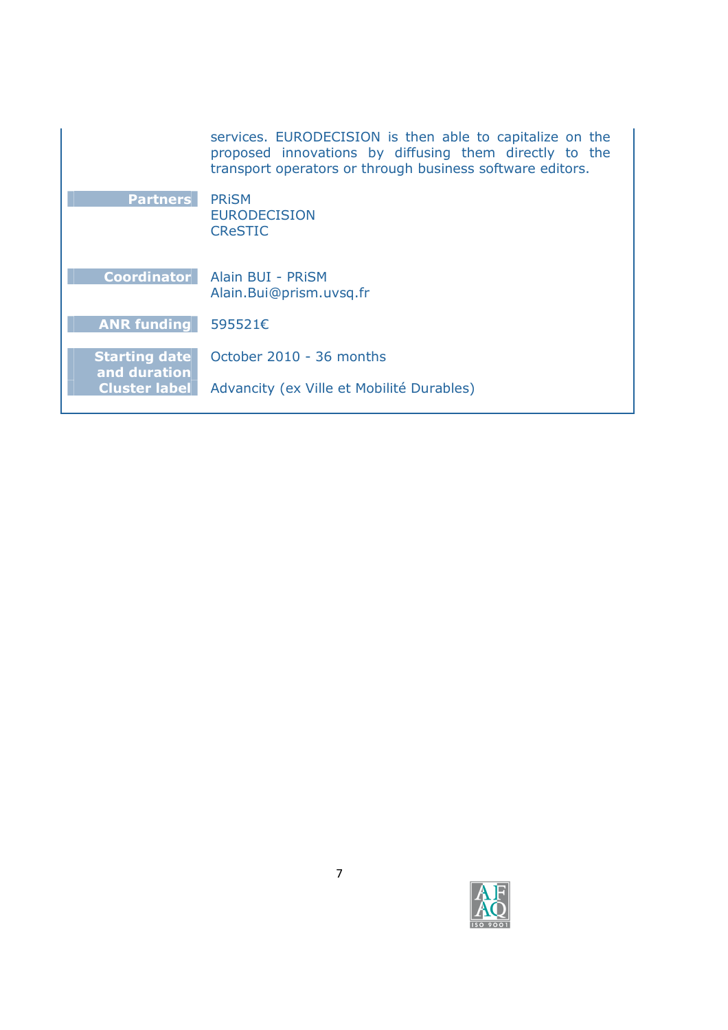services. EURODECISION is then able to capitalize on the proposed innovations by diffusing them directly to the transport operators or through business software editors.

| | |
|---|---|
| **Partners** | PRiSM<br>EURODECISION<br>CReSTIC |
| **Coordinator** | Alain BUI - PRiSM<br>Alain.Bui@prism.uvsq.fr |
| **ANR funding** | 595521€ |
| **Starting date and duration** | October 2010 - 36 months |
| **Cluster label** | Advancity (ex Ville et Mobilité Durables) |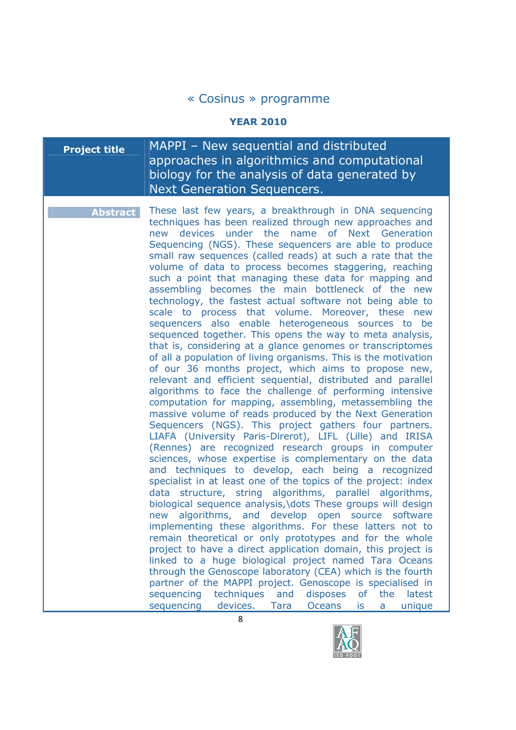# « Cosinus » programme

**YEAR 2010**

| **Project title** | MAPPI – New sequential and distributed approaches in algorithmics and computational biology for the analysis of data generated by Next Generation Sequencers. |
|---|---|
| **Abstract** | These last few years, a breakthrough in DNA sequencing techniques has been realized through new approaches and new devices under the name of Next Generation Sequencing (NGS). These sequencers are able to produce small raw sequences (called reads) at such a rate that the volume of data to process becomes staggering, reaching such a point that managing these data for mapping and assembling becomes the main bottleneck of the new technology, the fastest actual software not being able to scale to process that volume. Moreover, these new sequencers also enable heterogeneous sources to be sequenced together. This opens the way to meta analysis, that is, considering at a glance genomes or transcriptomes of all a population of living organisms. This is the motivation of our 36 months project, which aims to propose new, relevant and efficient sequential, distributed and parallel algorithms to face the challenge of performing intensive computation for mapping, assembling, metassembling the massive volume of reads produced by the Next Generation Sequencers (NGS). This project gathers four partners. LIAFA (University Paris-Direrot), LIFL (Lille) and IRISA (Rennes) are recognized research groups in computer sciences, whose expertise is complementary on the data and techniques to develop, each being a recognized specialist in at least one of the topics of the project: index data structure, string algorithms, parallel algorithms, biological sequence analysis,\dots These groups will design new algorithms, and develop open source software implementing these algorithms. For these latters not to remain theoretical or only prototypes and for the whole project to have a direct application domain, this project is linked to a huge biological project named Tara Oceans through the Genoscope laboratory (CEA) which is the fourth partner of the MAPPI project. Genoscope is specialised in sequencing techniques and disposes of the latest sequencing devices. Tara Oceans is a unique |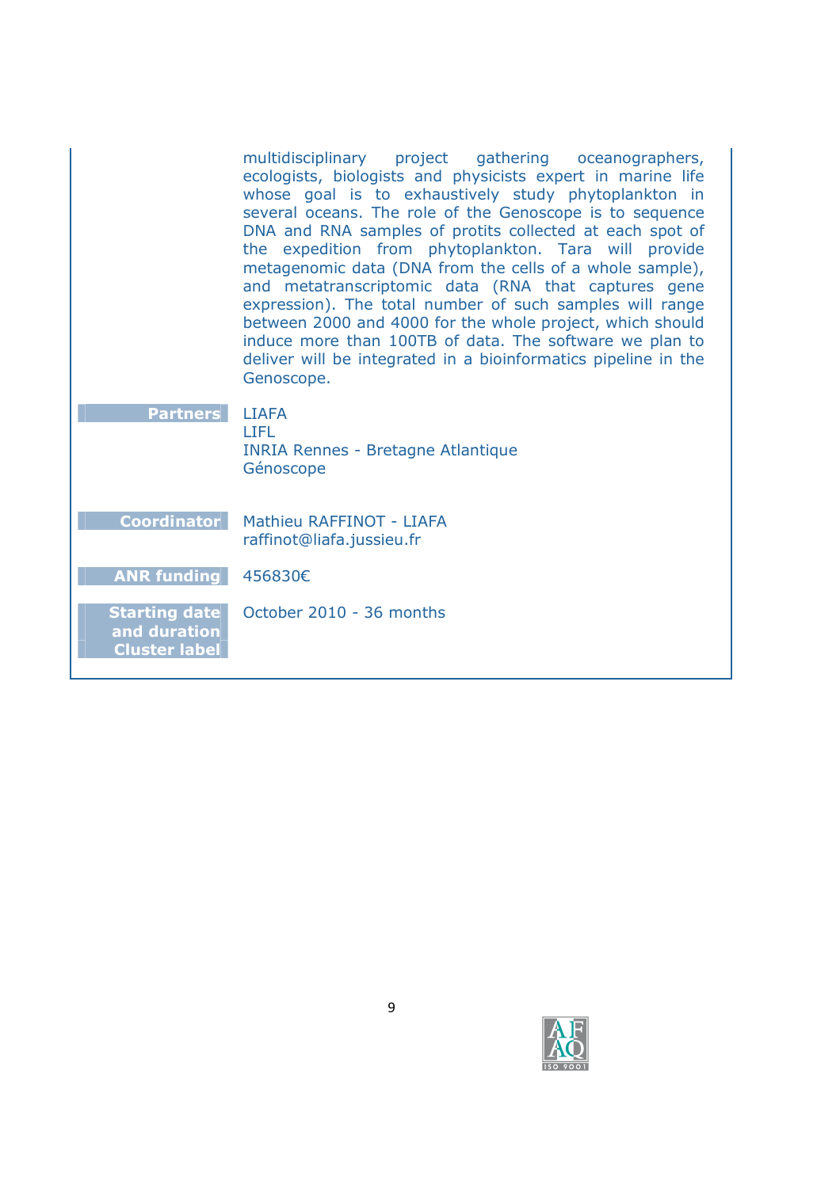multidisciplinary project gathering oceanographers, ecologists, biologists and physicists expert in marine life whose goal is to exhaustively study phytoplankton in several oceans. The role of the Genoscope is to sequence DNA and RNA samples of protits collected at each spot of the expedition from phytoplankton. Tara will provide metagenomic data (DNA from the cells of a whole sample), and metatranscriptomic data (RNA that captures gene expression). The total number of such samples will range between 2000 and 4000 for the whole project, which should induce more than 100TB of data. The software we plan to deliver will be integrated in a bioinformatics pipeline in the Genoscope.

| | |
|---|---|
| **Partners** | LIAFA<br>LIFL<br>INRIA Rennes - Bretagne Atlantique<br>Génoscope |
| **Coordinator** | Mathieu RAFFINOT - LIAFA<br>raffinot@liafa.jussieu.fr |
| **ANR funding** | 456830€ |
| **Starting date and duration** | October 2010 - 36 months |
| **Cluster label** | |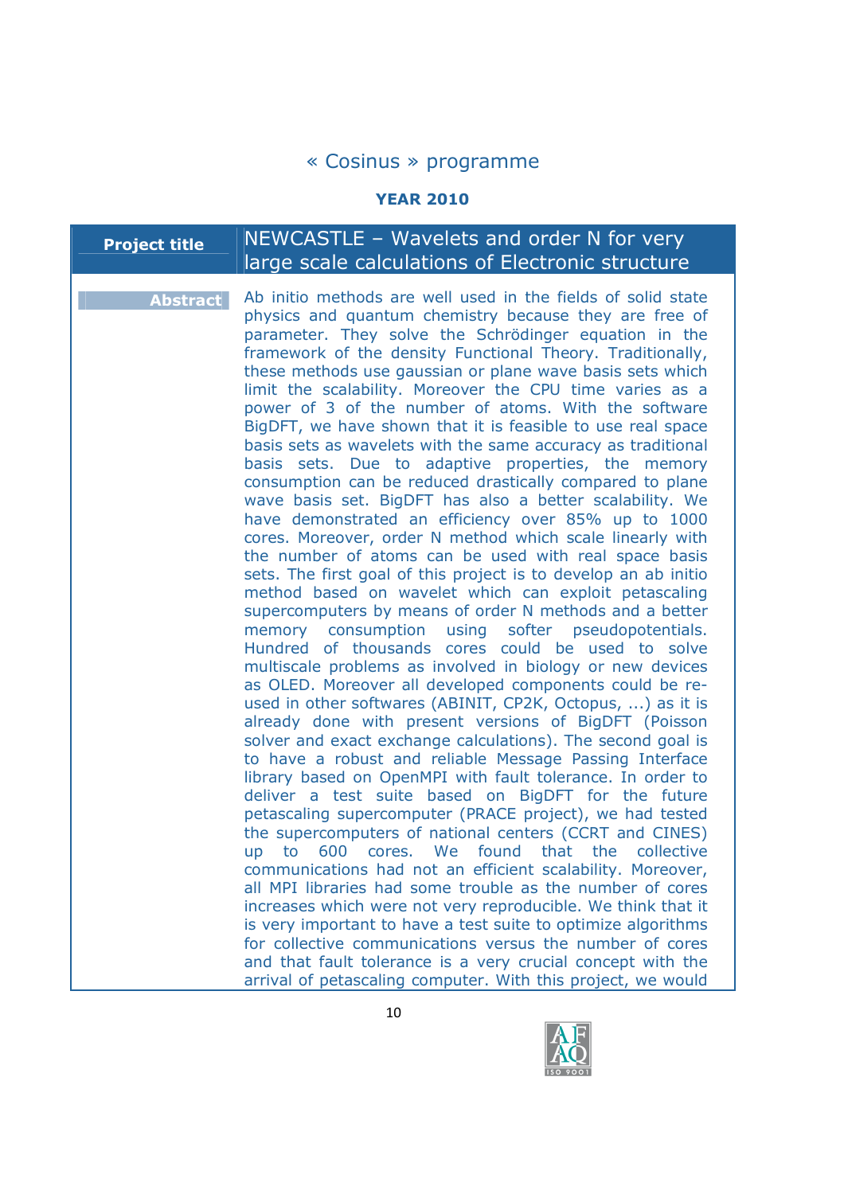# « Cosinus » programme

**YEAR 2010**

| **Project title** | NEWCASTLE – Wavelets and order N for very large scale calculations of Electronic structure |
|---|---|
| **Abstract** | Ab initio methods are well used in the fields of solid state physics and quantum chemistry because they are free of parameter. They solve the Schrödinger equation in the framework of the density Functional Theory. Traditionally, these methods use gaussian or plane wave basis sets which limit the scalability. Moreover the CPU time varies as a power of 3 of the number of atoms. With the software BigDFT, we have shown that it is feasible to use real space basis sets as wavelets with the same accuracy as traditional basis sets. Due to adaptive properties, the memory consumption can be reduced drastically compared to plane wave basis set. BigDFT has also a better scalability. We have demonstrated an efficiency over 85% up to 1000 cores. Moreover, order N method which scale linearly with the number of atoms can be used with real space basis sets. The first goal of this project is to develop an ab initio method based on wavelet which can exploit petascaling supercomputers by means of order N methods and a better memory consumption using softer pseudopotentials. Hundred of thousands cores could be used to solve multiscale problems as involved in biology or new devices as OLED. Moreover all developed components could be re-used in other softwares (ABINIT, CP2K, Octopus, ...) as it is already done with present versions of BigDFT (Poisson solver and exact exchange calculations). The second goal is to have a robust and reliable Message Passing Interface library based on OpenMPI with fault tolerance. In order to deliver a test suite based on BigDFT for the future petascaling supercomputer (PRACE project), we had tested the supercomputers of national centers (CCRT and CINES) up to 600 cores. We found that the collective communications had not an efficient scalability. Moreover, all MPI libraries had some trouble as the number of cores increases which were not very reproducible. We think that it is very important to have a test suite to optimize algorithms for collective communications versus the number of cores and that fault tolerance is a very crucial concept with the arrival of petascaling computer. With this project, we would |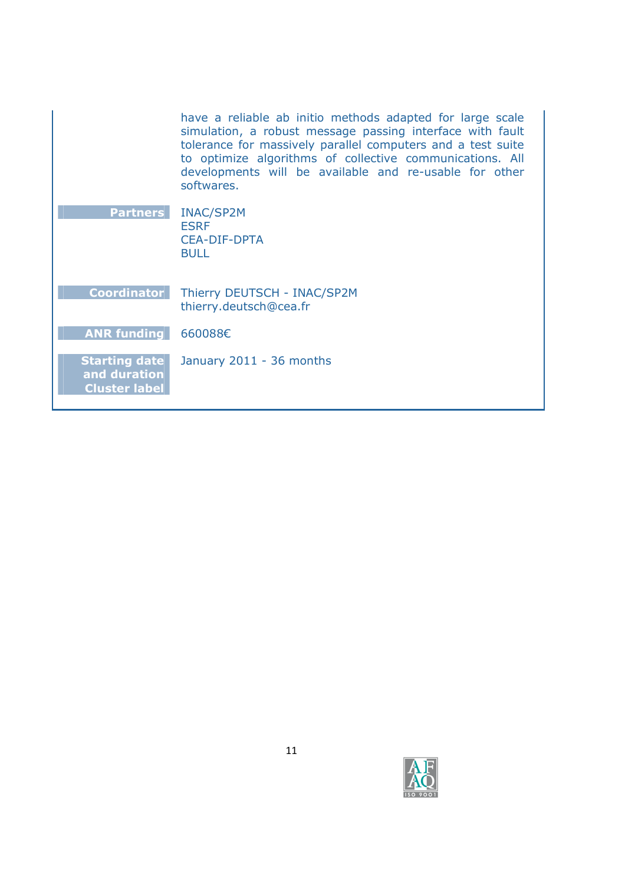have a reliable ab initio methods adapted for large scale simulation, a robust message passing interface with fault tolerance for massively parallel computers and a test suite to optimize algorithms of collective communications. All developments will be available and re-usable for other softwares.

| | |
|---|---|
| **Partners** | INAC/SP2M<br>ESRF<br>CEA-DIF-DPTA<br>BULL |
| **Coordinator** | Thierry DEUTSCH - INAC/SP2M<br>thierry.deutsch@cea.fr |
| **ANR funding** | 660088€ |
| **Starting date and duration** | January 2011 - 36 months |
| **Cluster label** | |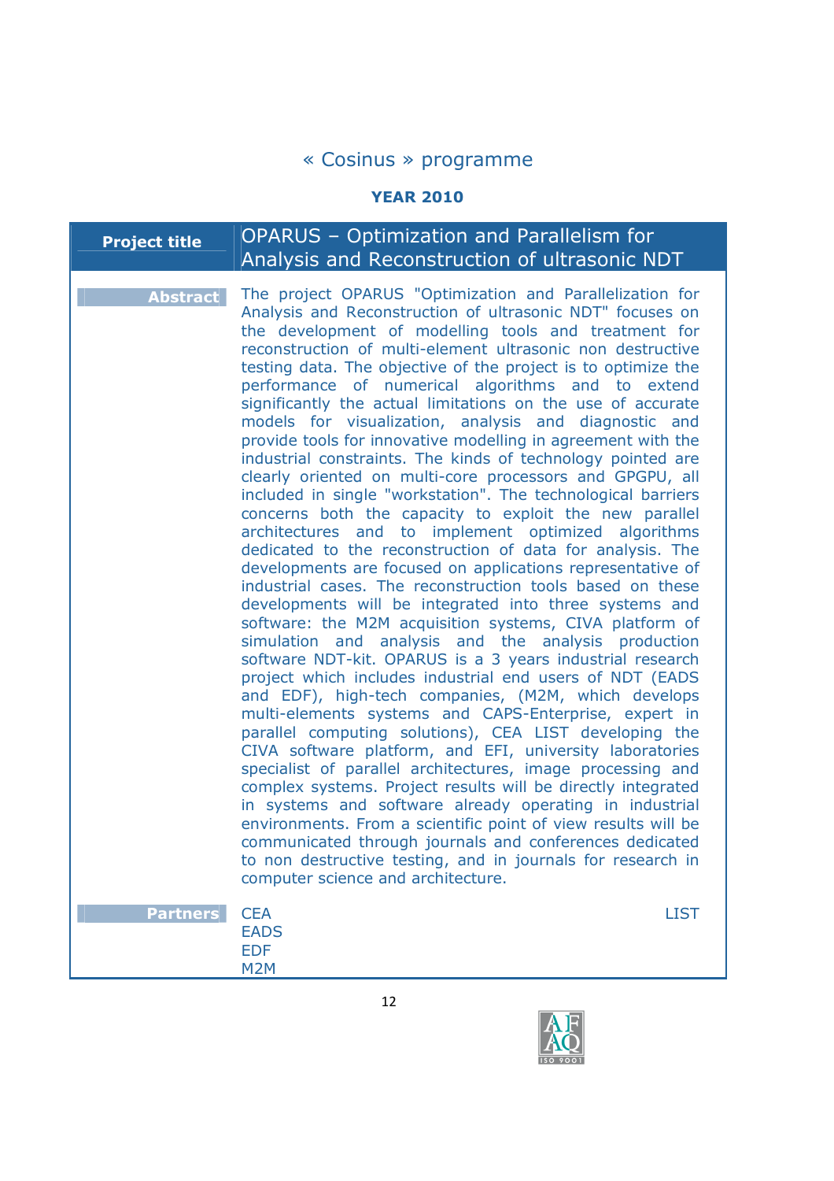« Cosinus » programme

**YEAR 2010**

| Project title | OPARUS – Optimization and Parallelism for Analysis and Reconstruction of ultrasonic NDT |
|---|---|
| **Abstract** | The project OPARUS "Optimization and Parallelization for Analysis and Reconstruction of ultrasonic NDT" focuses on the development of modelling tools and treatment for reconstruction of multi-element ultrasonic non destructive testing data. The objective of the project is to optimize the performance of numerical algorithms and to extend significantly the actual limitations on the use of accurate models for visualization, analysis and diagnostic and provide tools for innovative modelling in agreement with the industrial constraints. The kinds of technology pointed are clearly oriented on multi-core processors and GPGPU, all included in single "workstation". The technological barriers concerns both the capacity to exploit the new parallel architectures and to implement optimized algorithms dedicated to the reconstruction of data for analysis. The developments are focused on applications representative of industrial cases. The reconstruction tools based on these developments will be integrated into three systems and software: the M2M acquisition systems, CIVA platform of simulation and analysis and the analysis production software NDT-kit. OPARUS is a 3 years industrial research project which includes industrial end users of NDT (EADS and EDF), high-tech companies, (M2M, which develops multi-elements systems and CAPS-Enterprise, expert in parallel computing solutions), CEA LIST developing the CIVA software platform, and EFI, university laboratories specialist of parallel architectures, image processing and complex systems. Project results will be directly integrated in systems and software already operating in industrial environments. From a scientific point of view results will be communicated through journals and conferences dedicated to non destructive testing, and in journals for research in computer science and architecture. |
| **Partners** | CEA LIST<br>EADS<br>EDF<br>M2M |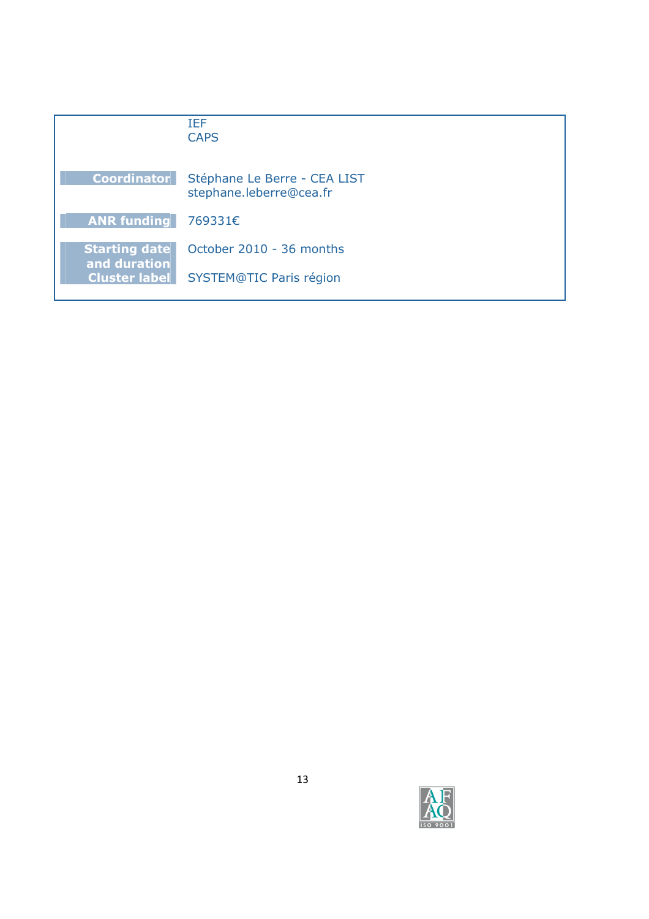| | |
|---|---|
| | IEF<br>CAPS |
| **Coordinator** | Stéphane Le Berre - CEA LIST<br>stephane.leberre@cea.fr |
| **ANR funding** | 769331€ |
| **Starting date and duration** | October 2010 - 36 months |
| **Cluster label** | SYSTEM@TIC Paris région |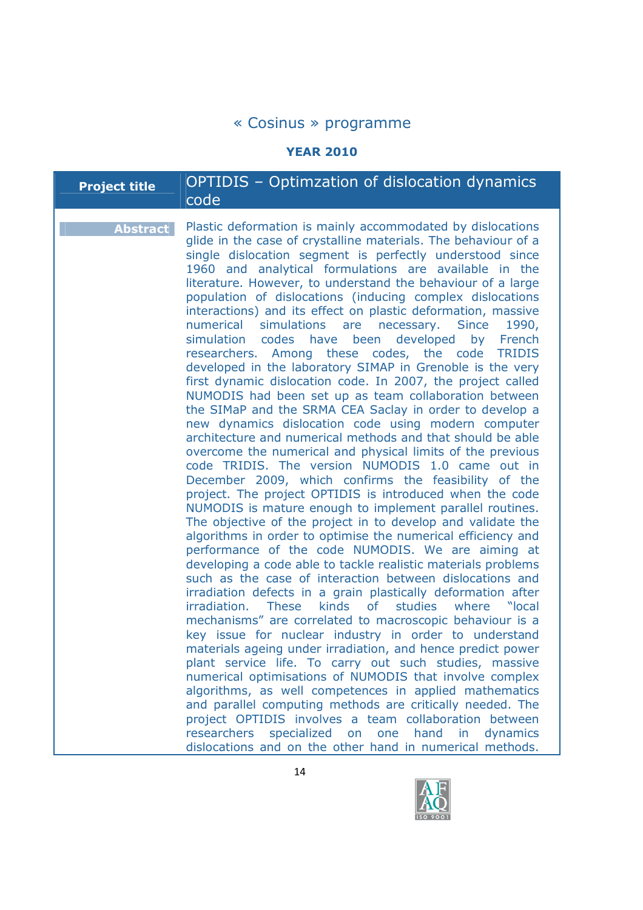# « Cosinus » programme

**YEAR 2010**

| **Project title** | OPTIDIS – Optimzation of dislocation dynamics code |
|---|---|
| **Abstract** | Plastic deformation is mainly accommodated by dislocations glide in the case of crystalline materials. The behaviour of a single dislocation segment is perfectly understood since 1960 and analytical formulations are available in the literature. However, to understand the behaviour of a large population of dislocations (inducing complex dislocations interactions) and its effect on plastic deformation, massive numerical simulations are necessary. Since 1990, simulation codes have been developed by French researchers. Among these codes, the code TRIDIS developed in the laboratory SIMAP in Grenoble is the very first dynamic dislocation code. In 2007, the project called NUMODIS had been set up as team collaboration between the SIMaP and the SRMA CEA Saclay in order to develop a new dynamics dislocation code using modern computer architecture and numerical methods and that should be able overcome the numerical and physical limits of the previous code TRIDIS. The version NUMODIS 1.0 came out in December 2009, which confirms the feasibility of the project. The project OPTIDIS is introduced when the code NUMODIS is mature enough to implement parallel routines. The objective of the project in to develop and validate the algorithms in order to optimise the numerical efficiency and performance of the code NUMODIS. We are aiming at developing a code able to tackle realistic materials problems such as the case of interaction between dislocations and irradiation defects in a grain plastically deformation after irradiation. These kinds of studies where "local mechanisms" are correlated to macroscopic behaviour is a key issue for nuclear industry in order to understand materials ageing under irradiation, and hence predict power plant service life. To carry out such studies, massive numerical optimisations of NUMODIS that involve complex algorithms, as well competences in applied mathematics and parallel computing methods are critically needed. The project OPTIDIS involves a team collaboration between researchers specialized on one hand in dynamics dislocations and on the other hand in numerical methods. |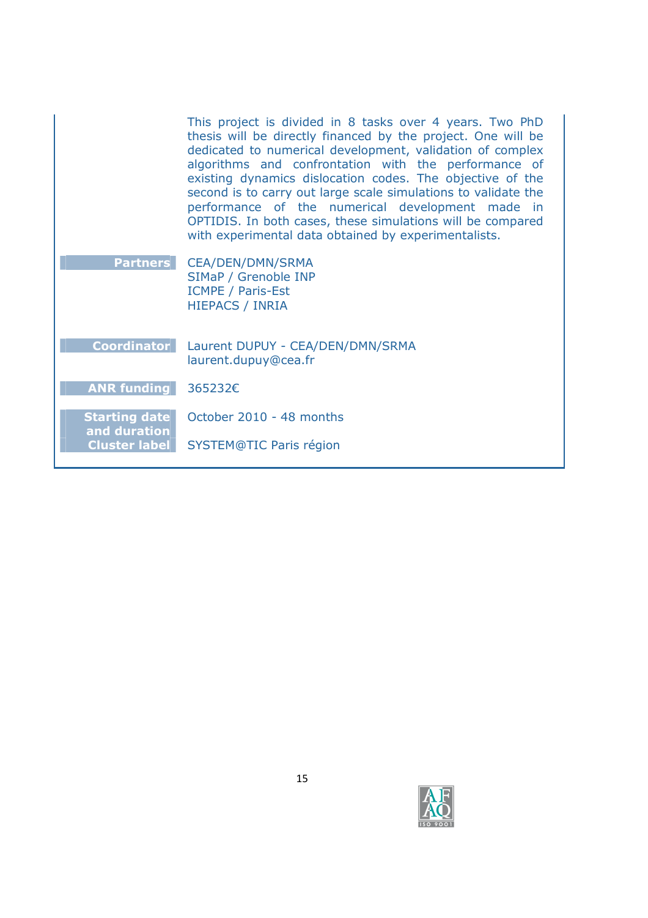This project is divided in 8 tasks over 4 years. Two PhD thesis will be directly financed by the project. One will be dedicated to numerical development, validation of complex algorithms and confrontation with the performance of existing dynamics dislocation codes. The objective of the second is to carry out large scale simulations to validate the performance of the numerical development made in OPTIDIS. In both cases, these simulations will be compared with experimental data obtained by experimentalists.

| | |
|---|---|
| **Partners** | CEA/DEN/DMN/SRMA<br>SIMaP / Grenoble INP<br>ICMPE / Paris-Est<br>HIEPACS / INRIA |
| **Coordinator** | Laurent DUPUY - CEA/DEN/DMN/SRMA<br>laurent.dupuy@cea.fr |
| **ANR funding** | 365232€ |
| **Starting date and duration** | October 2010 - 48 months |
| **Cluster label** | SYSTEM@TIC Paris région |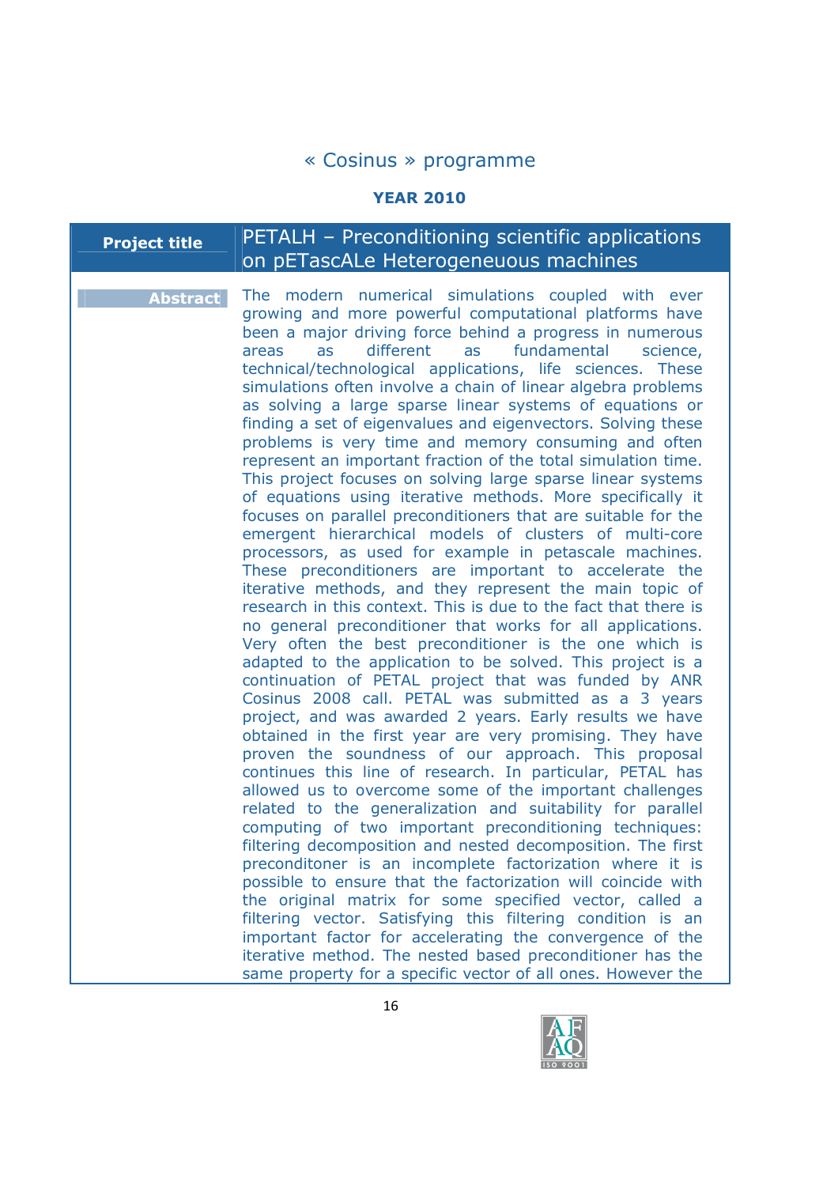« Cosinus » programme

**YEAR 2010**

| **Project title** | PETALH – Preconditioning scientific applications on pETascALe Heterogeneuous machines |
|---|---|
| **Abstract** | The modern numerical simulations coupled with ever growing and more powerful computational platforms have been a major driving force behind a progress in numerous areas as different as fundamental science, technical/technological applications, life sciences. These simulations often involve a chain of linear algebra problems as solving a large sparse linear systems of equations or finding a set of eigenvalues and eigenvectors. Solving these problems is very time and memory consuming and often represent an important fraction of the total simulation time. This project focuses on solving large sparse linear systems of equations using iterative methods. More specifically it focuses on parallel preconditioners that are suitable for the emergent hierarchical models of clusters of multi-core processors, as used for example in petascale machines. These preconditioners are important to accelerate the iterative methods, and they represent the main topic of research in this context. This is due to the fact that there is no general preconditioner that works for all applications. Very often the best preconditioner is the one which is adapted to the application to be solved. This project is a continuation of PETAL project that was funded by ANR Cosinus 2008 call. PETAL was submitted as a 3 years project, and was awarded 2 years. Early results we have obtained in the first year are very promising. They have proven the soundness of our approach. This proposal continues this line of research. In particular, PETAL has allowed us to overcome some of the important challenges related to the generalization and suitability for parallel computing of two important preconditioning techniques: filtering decomposition and nested decomposition. The first preconditoner is an incomplete factorization where it is possible to ensure that the factorization will coincide with the original matrix for some specified vector, called a filtering vector. Satisfying this filtering condition is an important factor for accelerating the convergence of the iterative method. The nested based preconditioner has the same property for a specific vector of all ones. However the |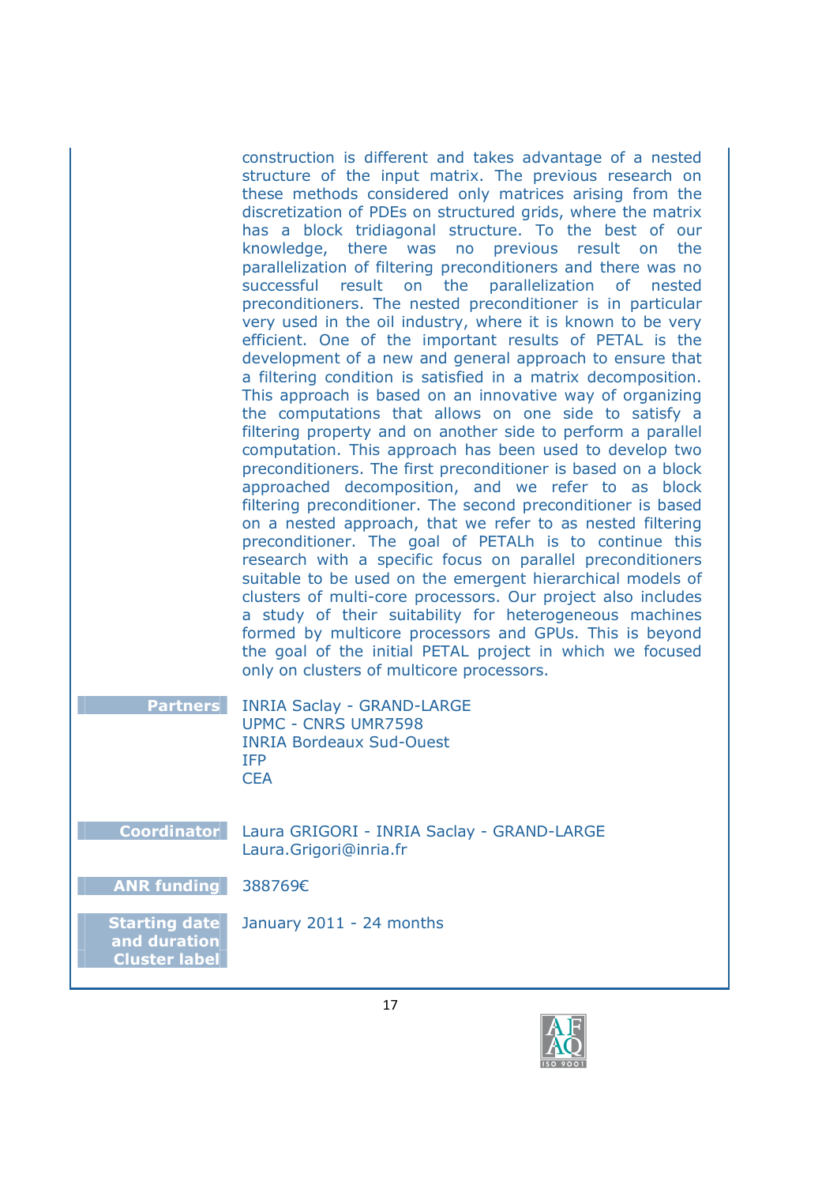construction is different and takes advantage of a nested structure of the input matrix. The previous research on these methods considered only matrices arising from the discretization of PDEs on structured grids, where the matrix has a block tridiagonal structure. To the best of our knowledge, there was no previous result on the parallelization of filtering preconditioners and there was no successful result on the parallelization of nested preconditioners. The nested preconditioner is in particular very used in the oil industry, where it is known to be very efficient. One of the important results of PETAL is the development of a new and general approach to ensure that a filtering condition is satisfied in a matrix decomposition. This approach is based on an innovative way of organizing the computations that allows on one side to satisfy a filtering property and on another side to perform a parallel computation. This approach has been used to develop two preconditioners. The first preconditioner is based on a block approached decomposition, and we refer to as block filtering preconditioner. The second preconditioner is based on a nested approach, that we refer to as nested filtering preconditioner. The goal of PETALh is to continue this research with a specific focus on parallel preconditioners suitable to be used on the emergent hierarchical models of clusters of multi-core processors. Our project also includes a study of their suitability for heterogeneous machines formed by multicore processors and GPUs. This is beyond the goal of the initial PETAL project in which we focused only on clusters of multicore processors.

| | |
|---|---|
| **Partners** | INRIA Saclay - GRAND-LARGE<br>UPMC - CNRS UMR7598<br>INRIA Bordeaux Sud-Ouest<br>IFP<br>CEA |
| **Coordinator** | Laura GRIGORI - INRIA Saclay - GRAND-LARGE<br>Laura.Grigori@inria.fr |
| **ANR funding** | 388769€ |
| **Starting date and duration** | January 2011 - 24 months |
| **Cluster label** | |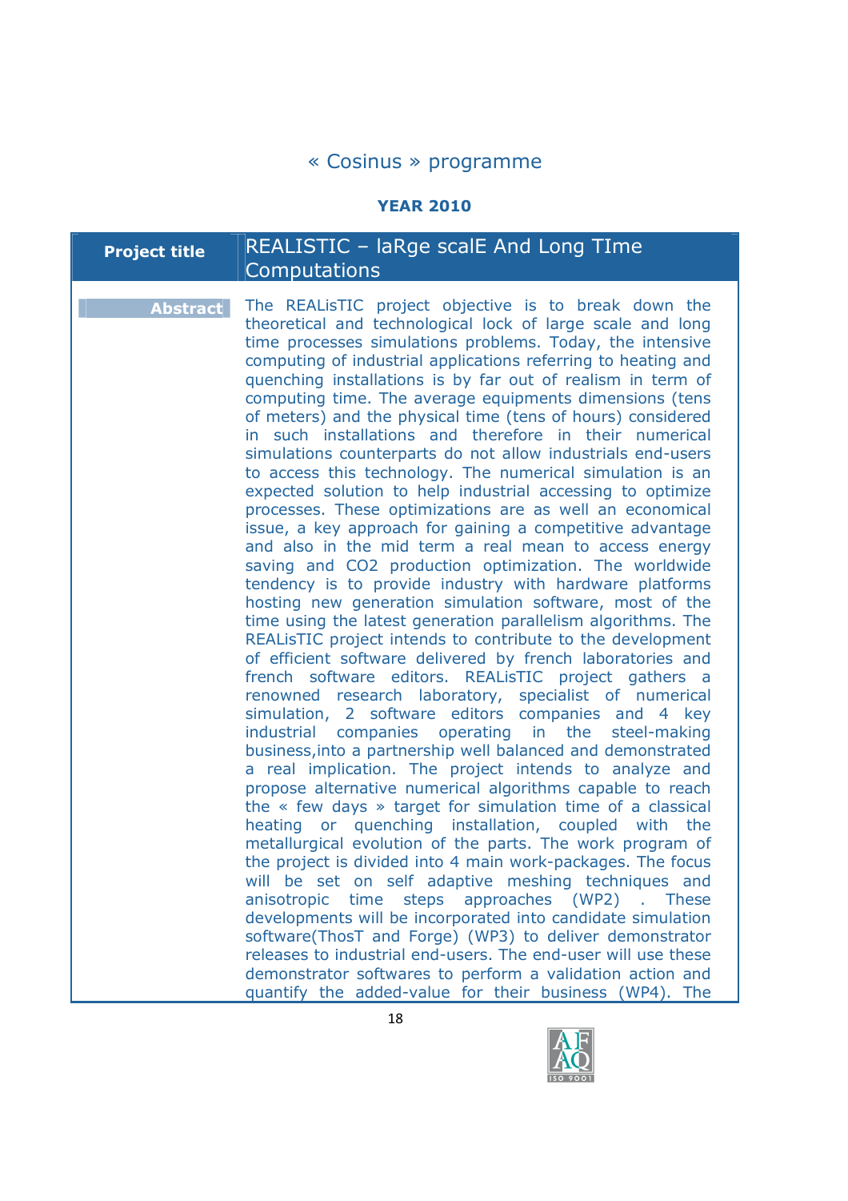# « Cosinus » programme

**YEAR 2010**

| **Project title** | REALISTIC – laRge scalE And Long TIme Computations |
|---|---|
| **Abstract** | The REALisTIC project objective is to break down the theoretical and technological lock of large scale and long time processes simulations problems. Today, the intensive computing of industrial applications referring to heating and quenching installations is by far out of realism in term of computing time. The average equipments dimensions (tens of meters) and the physical time (tens of hours) considered in such installations and therefore in their numerical simulations counterparts do not allow industrials end-users to access this technology. The numerical simulation is an expected solution to help industrial accessing to optimize processes. These optimizations are as well an economical issue, a key approach for gaining a competitive advantage and also in the mid term a real mean to access energy saving and $CO_2$ production optimization. The worldwide tendency is to provide industry with hardware platforms hosting new generation simulation software, most of the time using the latest generation parallelism algorithms. The REALisTIC project intends to contribute to the development of efficient software delivered by french laboratories and french software editors. REALisTIC project gathers a renowned research laboratory, specialist of numerical simulation, 2 software editors companies and 4 key industrial companies operating in the steel-making business,into a partnership well balanced and demonstrated a real implication. The project intends to analyze and propose alternative numerical algorithms capable to reach the « few days » target for simulation time of a classical heating or quenching installation, coupled with the metallurgical evolution of the parts. The work program of the project is divided into 4 main work-packages. The focus will be set on self adaptive meshing techniques and anisotropic time steps approaches (WP2) . These developments will be incorporated into candidate simulation software(ThosT and Forge) (WP3) to deliver demonstrator releases to industrial end-users. The end-user will use these demonstrator softwares to perform a validation action and quantify the added-value for their business (WP4). The |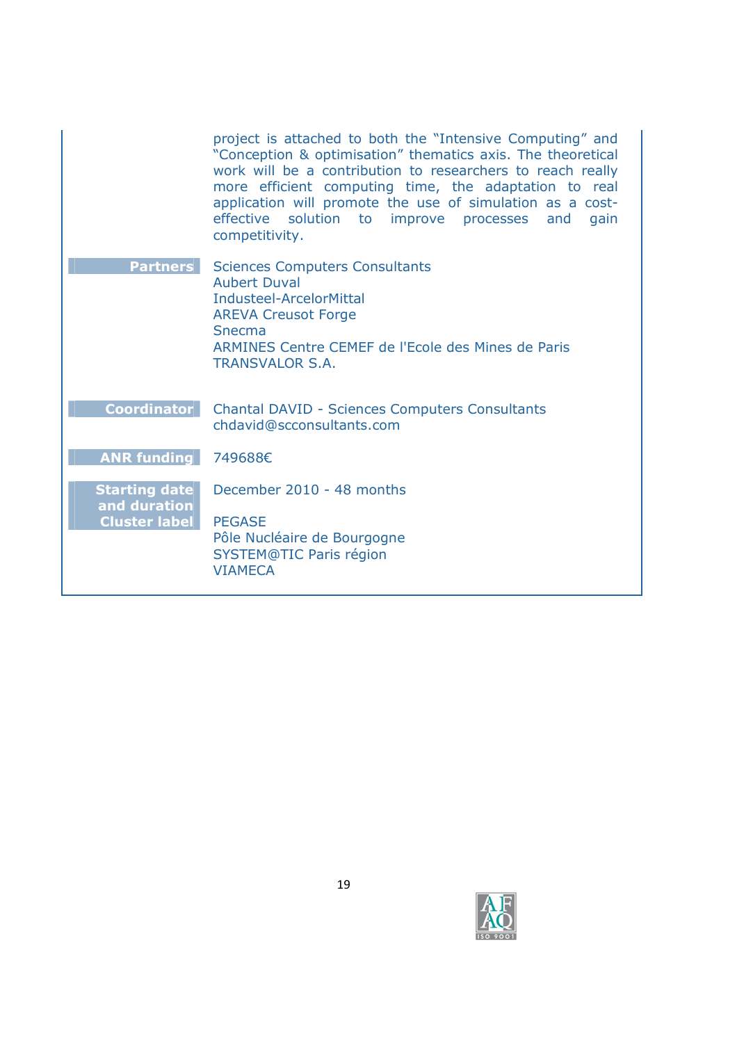project is attached to both the "Intensive Computing" and "Conception & optimisation" thematics axis. The theoretical work will be a contribution to researchers to reach really more efficient computing time, the adaptation to real application will promote the use of simulation as a cost-effective solution to improve processes and gain competitivity.

**Partners**

Sciences Computers Consultants
Aubert Duval
Industeel-ArcelorMittal
AREVA Creusot Forge
Snecma
ARMINES Centre CEMEF de l'Ecole des Mines de Paris
TRANSVALOR S.A.

**Coordinator**

Chantal DAVID - Sciences Computers Consultants
chdavid@scconsultants.com

**ANR funding**

749688€

**Starting date and duration**

December 2010 - 48 months

**Cluster label**

PEGASE
Pôle Nucléaire de Bourgogne
SYSTEM@TIC Paris région
VIAMECA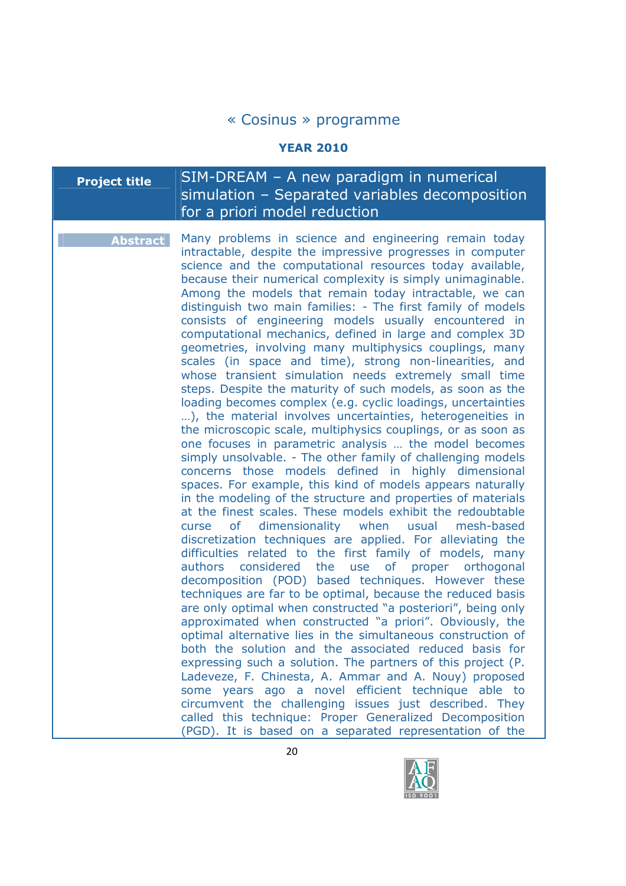« Cosinus » programme

**YEAR 2010**

| Project title | SIM-DREAM – A new paradigm in numerical simulation – Separated variables decomposition for a priori model reduction |
|---|---|
| Abstract | Many problems in science and engineering remain today intractable, despite the impressive progresses in computer science and the computational resources today available, because their numerical complexity is simply unimaginable. Among the models that remain today intractable, we can distinguish two main families: - The first family of models consists of engineering models usually encountered in computational mechanics, defined in large and complex 3D geometries, involving many multiphysics couplings, many scales (in space and time), strong non-linearities, and whose transient simulation needs extremely small time steps. Despite the maturity of such models, as soon as the loading becomes complex (e.g. cyclic loadings, uncertainties …), the material involves uncertainties, heterogeneities in the microscopic scale, multiphysics couplings, or as soon as one focuses in parametric analysis … the model becomes simply unsolvable. - The other family of challenging models concerns those models defined in highly dimensional spaces. For example, this kind of models appears naturally in the modeling of the structure and properties of materials at the finest scales. These models exhibit the redoubtable curse of dimensionality when usual mesh-based discretization techniques are applied. For alleviating the difficulties related to the first family of models, many authors considered the use of proper orthogonal decomposition (POD) based techniques. However these techniques are far to be optimal, because the reduced basis are only optimal when constructed "a posteriori", being only approximated when constructed "a priori". Obviously, the optimal alternative lies in the simultaneous construction of both the solution and the associated reduced basis for expressing such a solution. The partners of this project (P. Ladeveze, F. Chinesta, A. Ammar and A. Nouy) proposed some years ago a novel efficient technique able to circumvent the challenging issues just described. They called this technique: Proper Generalized Decomposition (PGD). It is based on a separated representation of the |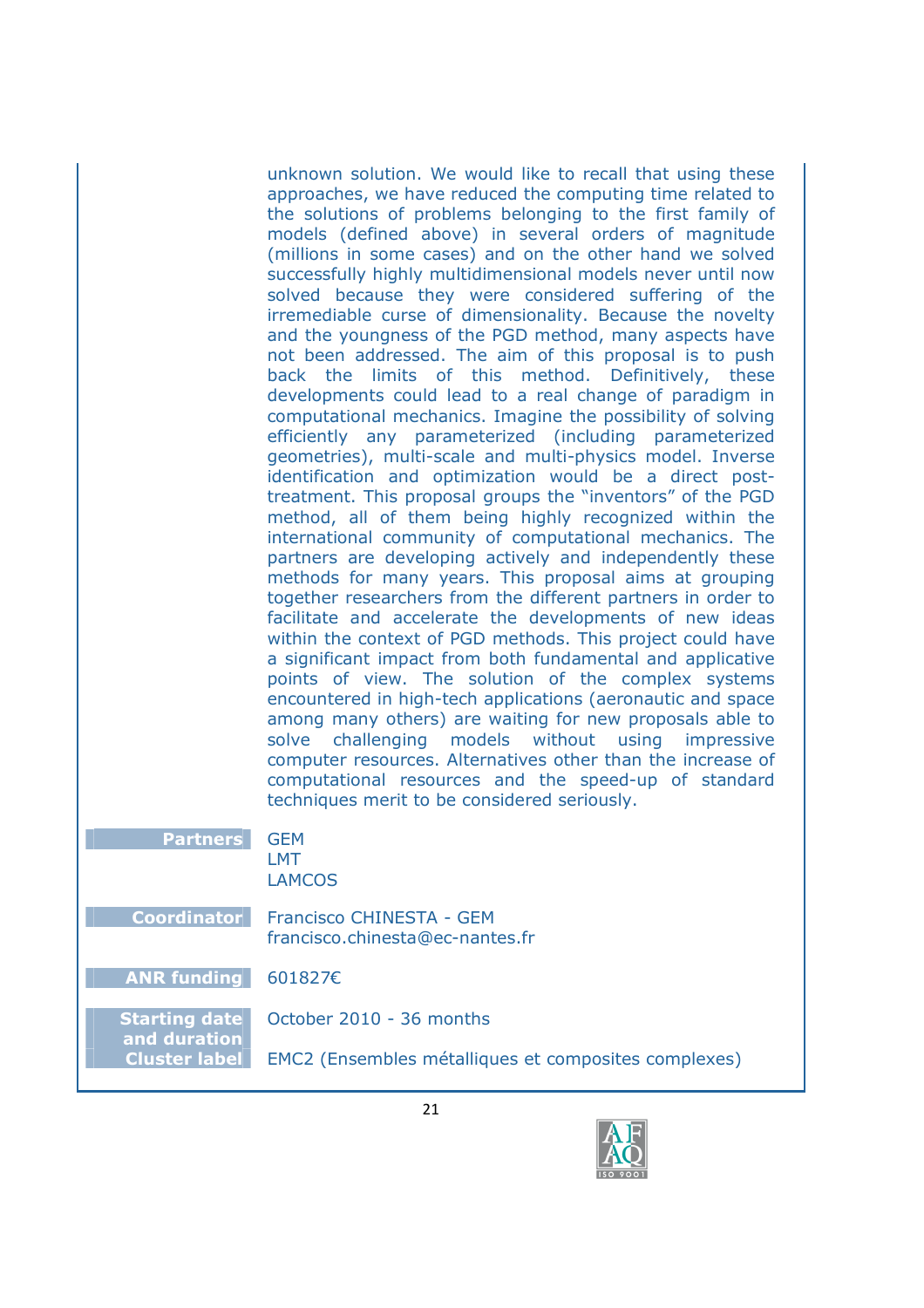unknown solution. We would like to recall that using these approaches, we have reduced the computing time related to the solutions of problems belonging to the first family of models (defined above) in several orders of magnitude (millions in some cases) and on the other hand we solved successfully highly multidimensional models never until now solved because they were considered suffering of the irremediable curse of dimensionality. Because the novelty and the youngness of the PGD method, many aspects have not been addressed. The aim of this proposal is to push back the limits of this method. Definitively, these developments could lead to a real change of paradigm in computational mechanics. Imagine the possibility of solving efficiently any parameterized (including parameterized geometries), multi-scale and multi-physics model. Inverse identification and optimization would be a direct post-treatment. This proposal groups the "inventors" of the PGD method, all of them being highly recognized within the international community of computational mechanics. The partners are developing actively and independently these methods for many years. This proposal aims at grouping together researchers from the different partners in order to facilitate and accelerate the developments of new ideas within the context of PGD methods. This project could have a significant impact from both fundamental and applicative points of view. The solution of the complex systems encountered in high-tech applications (aeronautic and space among many others) are waiting for new proposals able to solve challenging models without using impressive computer resources. Alternatives other than the increase of computational resources and the speed-up of standard techniques merit to be considered seriously.

| | |
|---|---|
| **Partners** | GEM<br>LMT<br>LAMCOS |
| **Coordinator** | Francisco CHINESTA - GEM<br>francisco.chinesta@ec-nantes.fr |
| **ANR funding** | 601827€ |
| **Starting date and duration** | October 2010 - 36 months |
| **Cluster label** | EMC2 (Ensembles métalliques et composites complexes) |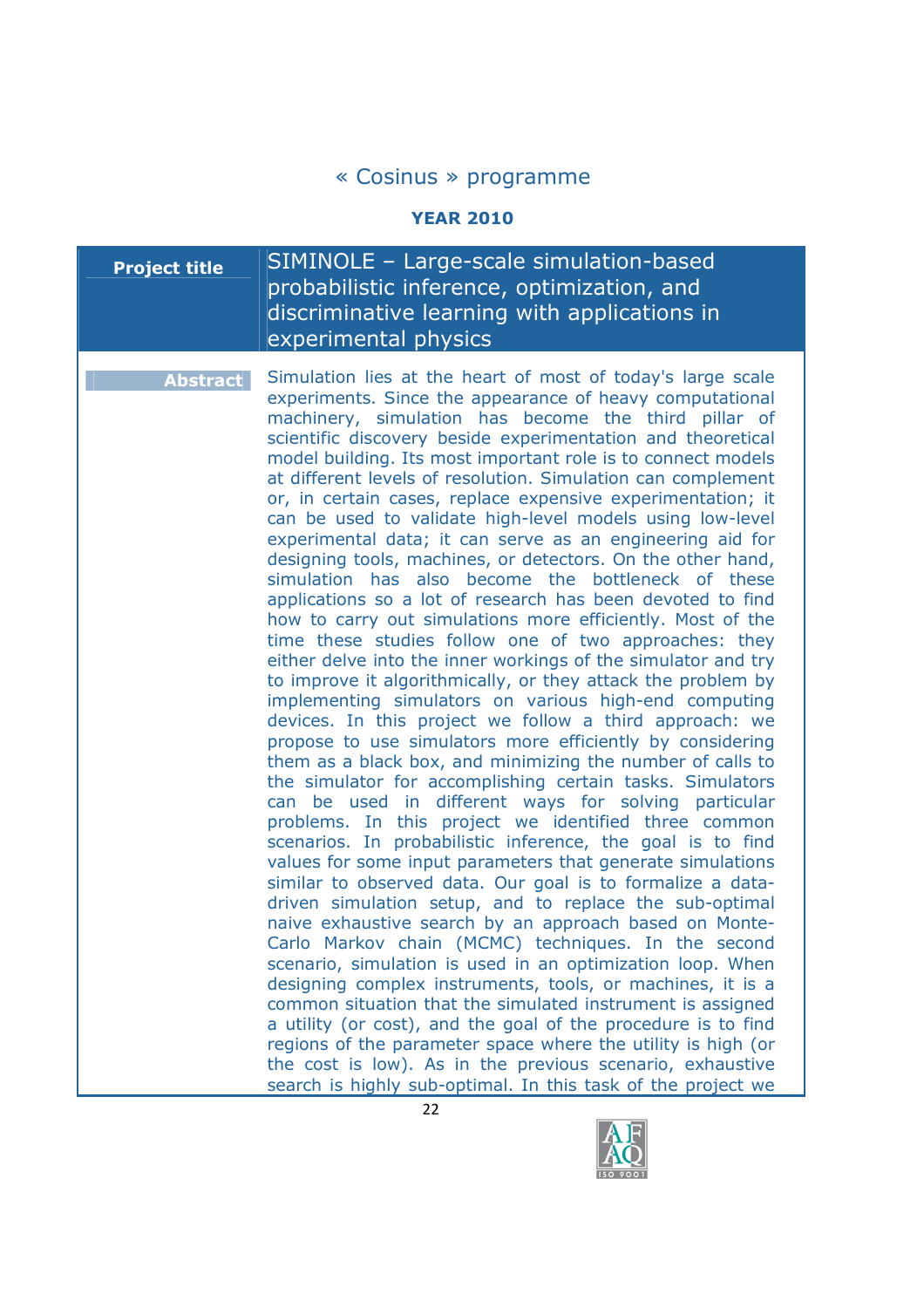« Cosinus » programme

**YEAR 2010**

| **Project title** | SIMINOLE – Large-scale simulation-based probabilistic inference, optimization, and discriminative learning with applications in experimental physics |
|---|---|
| **Abstract** | Simulation lies at the heart of most of today's large scale experiments. Since the appearance of heavy computational machinery, simulation has become the third pillar of scientific discovery beside experimentation and theoretical model building. Its most important role is to connect models at different levels of resolution. Simulation can complement or, in certain cases, replace expensive experimentation; it can be used to validate high-level models using low-level experimental data; it can serve as an engineering aid for designing tools, machines, or detectors. On the other hand, simulation has also become the bottleneck of these applications so a lot of research has been devoted to find how to carry out simulations more efficiently. Most of the time these studies follow one of two approaches: they either delve into the inner workings of the simulator and try to improve it algorithmically, or they attack the problem by implementing simulators on various high-end computing devices. In this project we follow a third approach: we propose to use simulators more efficiently by considering them as a black box, and minimizing the number of calls to the simulator for accomplishing certain tasks. Simulators can be used in different ways for solving particular problems. In this project we identified three common scenarios. In probabilistic inference, the goal is to find values for some input parameters that generate simulations similar to observed data. Our goal is to formalize a data-driven simulation setup, and to replace the sub-optimal naive exhaustive search by an approach based on Monte-Carlo Markov chain (MCMC) techniques. In the second scenario, simulation is used in an optimization loop. When designing complex instruments, tools, or machines, it is a common situation that the simulated instrument is assigned a utility (or cost), and the goal of the procedure is to find regions of the parameter space where the utility is high (or the cost is low). As in the previous scenario, exhaustive search is highly sub-optimal. In this task of the project we |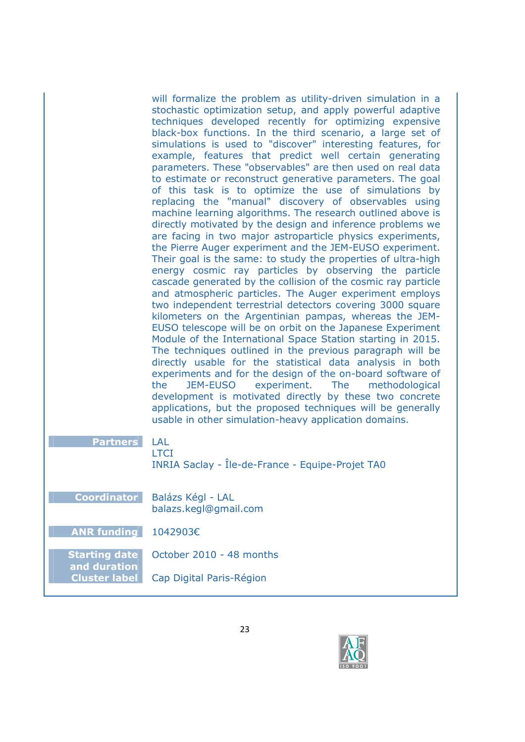will formalize the problem as utility-driven simulation in a stochastic optimization setup, and apply powerful adaptive techniques developed recently for optimizing expensive black-box functions. In the third scenario, a large set of simulations is used to "discover" interesting features, for example, features that predict well certain generating parameters. These "observables" are then used on real data to estimate or reconstruct generative parameters. The goal of this task is to optimize the use of simulations by replacing the "manual" discovery of observables using machine learning algorithms. The research outlined above is directly motivated by the design and inference problems we are facing in two major astroparticle physics experiments, the Pierre Auger experiment and the JEM-EUSO experiment. Their goal is the same: to study the properties of ultra-high energy cosmic ray particles by observing the particle cascade generated by the collision of the cosmic ray particle and atmospheric particles. The Auger experiment employs two independent terrestrial detectors covering 3000 square kilometers on the Argentinian pampas, whereas the JEM-EUSO telescope will be on orbit on the Japanese Experiment Module of the International Space Station starting in 2015. The techniques outlined in the previous paragraph will be directly usable for the statistical data analysis in both experiments and for the design of the on-board software of the JEM-EUSO experiment. The methodological development is motivated directly by these two concrete applications, but the proposed techniques will be generally usable in other simulation-heavy application domains.

| | |
|---|---|
| **Partners** | LAL<br>LTCI<br>INRIA Saclay - Île-de-France - Equipe-Projet TA0 |
| **Coordinator** | Balázs Kégl - LAL<br>balazs.kegl@gmail.com |
| **ANR funding** | 1042903€ |
| **Starting date and duration** | October 2010 - 48 months |
| **Cluster label** | Cap Digital Paris-Région |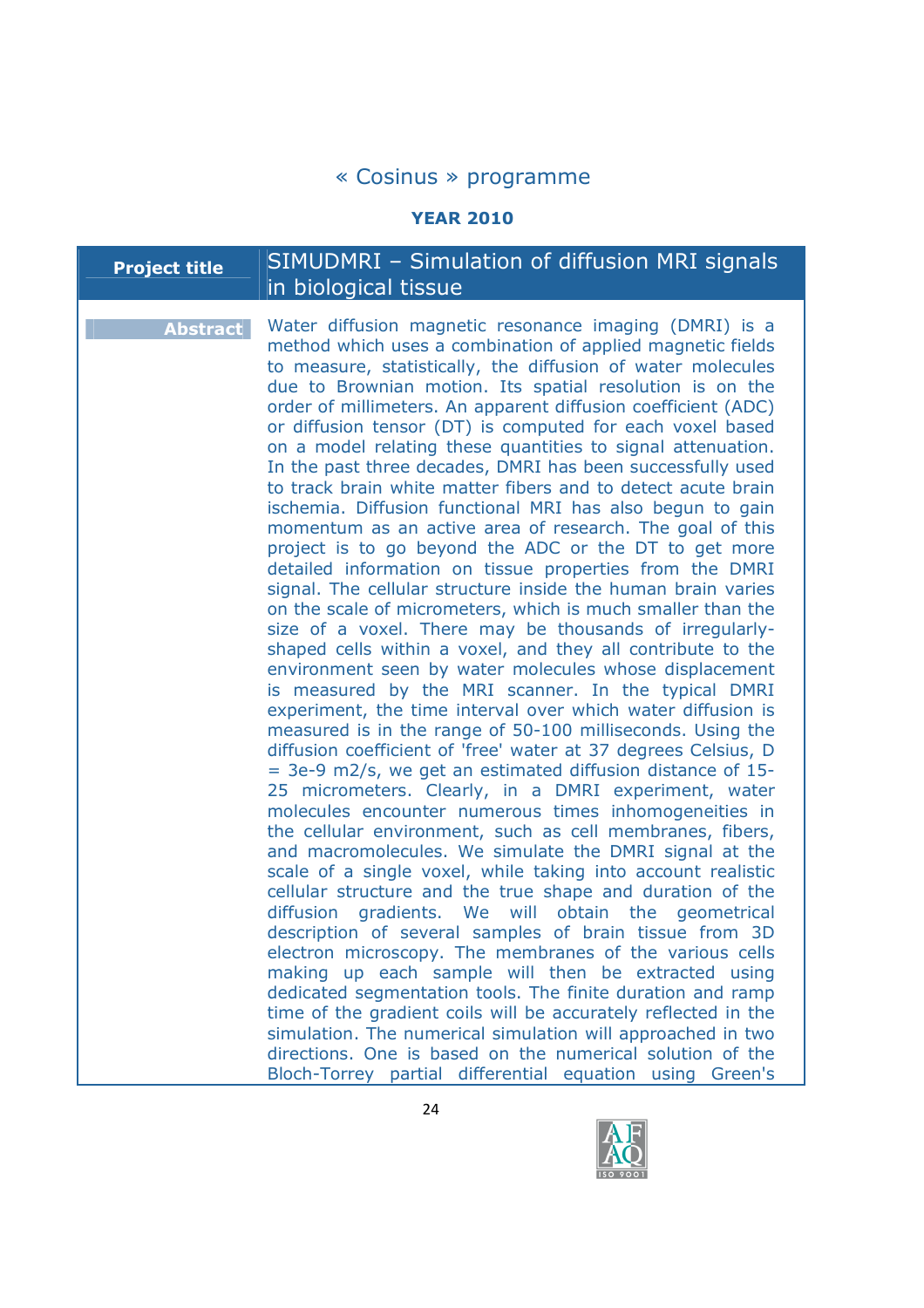« Cosinus » programme

**YEAR 2010**

| **Project title** | SIMUDMRI – Simulation of diffusion MRI signals in biological tissue |
|---|---|
| **Abstract** | Water diffusion magnetic resonance imaging (DMRI) is a method which uses a combination of applied magnetic fields to measure, statistically, the diffusion of water molecules due to Brownian motion. Its spatial resolution is on the order of millimeters. An apparent diffusion coefficient (ADC) or diffusion tensor (DT) is computed for each voxel based on a model relating these quantities to signal attenuation. In the past three decades, DMRI has been successfully used to track brain white matter fibers and to detect acute brain ischemia. Diffusion functional MRI has also begun to gain momentum as an active area of research. The goal of this project is to go beyond the ADC or the DT to get more detailed information on tissue properties from the DMRI signal. The cellular structure inside the human brain varies on the scale of micrometers, which is much smaller than the size of a voxel. There may be thousands of irregularly-shaped cells within a voxel, and they all contribute to the environment seen by water molecules whose displacement is measured by the MRI scanner. In the typical DMRI experiment, the time interval over which water diffusion is measured is in the range of 50-100 milliseconds. Using the diffusion coefficient of 'free' water at 37 degrees Celsius, D = 3e-9 m2/s, we get an estimated diffusion distance of 15-25 micrometers. Clearly, in a DMRI experiment, water molecules encounter numerous times inhomogeneities in the cellular environment, such as cell membranes, fibers, and macromolecules. We simulate the DMRI signal at the scale of a single voxel, while taking into account realistic cellular structure and the true shape and duration of the diffusion gradients. We will obtain the geometrical description of several samples of brain tissue from 3D electron microscopy. The membranes of the various cells making up each sample will then be extracted using dedicated segmentation tools. The finite duration and ramp time of the gradient coils will be accurately reflected in the simulation. The numerical simulation will approached in two directions. One is based on the numerical solution of the Bloch-Torrey partial differential equation using Green's |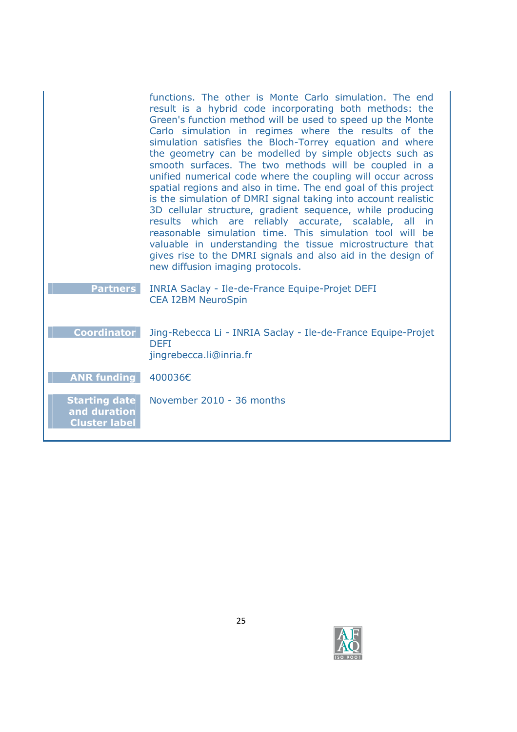functions. The other is Monte Carlo simulation. The end result is a hybrid code incorporating both methods: the Green's function method will be used to speed up the Monte Carlo simulation in regimes where the results of the simulation satisfies the Bloch-Torrey equation and where the geometry can be modelled by simple objects such as smooth surfaces. The two methods will be coupled in a unified numerical code where the coupling will occur across spatial regions and also in time. The end goal of this project is the simulation of DMRI signal taking into account realistic 3D cellular structure, gradient sequence, while producing results which are reliably accurate, scalable, all in reasonable simulation time. This simulation tool will be valuable in understanding the tissue microstructure that gives rise to the DMRI signals and also aid in the design of new diffusion imaging protocols.

| | |
|---|---|
| **Partners** | INRIA Saclay - Ile-de-France Equipe-Projet DEFI<br>CEA I2BM NeuroSpin |
| **Coordinator** | Jing-Rebecca Li - INRIA Saclay - Ile-de-France Equipe-Projet DEFI<br>jingrebecca.li@inria.fr |
| **ANR funding** | 400036€ |
| **Starting date and duration** | November 2010 - 36 months |
| **Cluster label** | |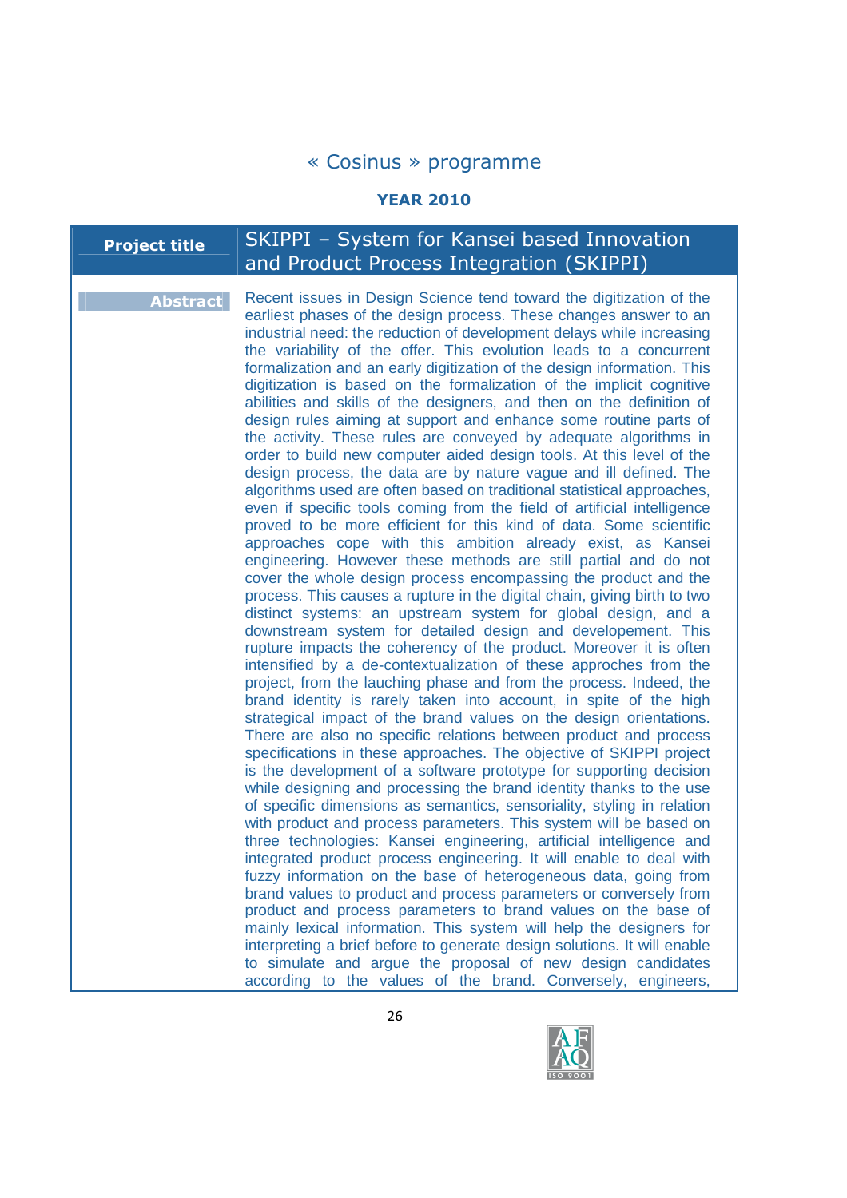# « Cosinus » programme

## YEAR 2010

| Project title | SKIPPI – System for Kansei based Innovation and Product Process Integration (SKIPPI) |
|---|---|
| **Abstract** | Recent issues in Design Science tend toward the digitization of the earliest phases of the design process. These changes answer to an industrial need: the reduction of development delays while increasing the variability of the offer. This evolution leads to a concurrent formalization and an early digitization of the design information. This digitization is based on the formalization of the implicit cognitive abilities and skills of the designers, and then on the definition of design rules aiming at support and enhance some routine parts of the activity. These rules are conveyed by adequate algorithms in order to build new computer aided design tools. At this level of the design process, the data are by nature vague and ill defined. The algorithms used are often based on traditional statistical approaches, even if specific tools coming from the field of artificial intelligence proved to be more efficient for this kind of data. Some scientific approaches cope with this ambition already exist, as Kansei engineering. However these methods are still partial and do not cover the whole design process encompassing the product and the process. This causes a rupture in the digital chain, giving birth to two distinct systems: an upstream system for global design, and a downstream system for detailed design and developement. This rupture impacts the coherency of the product. Moreover it is often intensified by a de-contextualization of these approches from the project, from the lauching phase and from the process. Indeed, the brand identity is rarely taken into account, in spite of the high strategical impact of the brand values on the design orientations. There are also no specific relations between product and process specifications in these approaches. The objective of SKIPPI project is the development of a software prototype for supporting decision while designing and processing the brand identity thanks to the use of specific dimensions as semantics, sensoriality, styling in relation with product and process parameters. This system will be based on three technologies: Kansei engineering, artificial intelligence and integrated product process engineering. It will enable to deal with fuzzy information on the base of heterogeneous data, going from brand values to product and process parameters or conversely from product and process parameters to brand values on the base of mainly lexical information. This system will help the designers for interpreting a brief before to generate design solutions. It will enable to simulate and argue the proposal of new design candidates according to the values of the brand. Conversely, engineers, |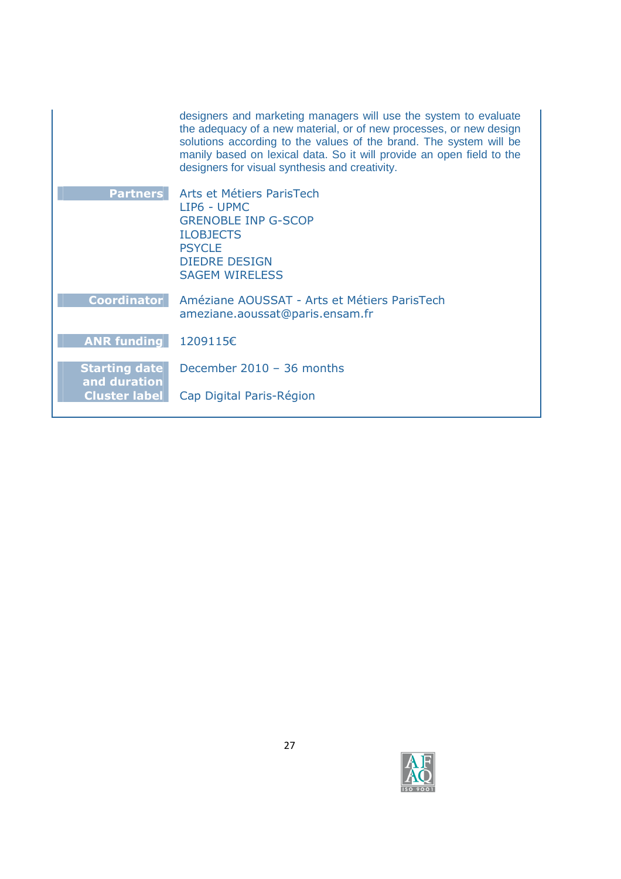designers and marketing managers will use the system to evaluate the adequacy of a new material, or of new processes, or new design solutions according to the values of the brand. The system will be manily based on lexical data. So it will provide an open field to the designers for visual synthesis and creativity.

| | |
|---|---|
| **Partners** | Arts et Métiers ParisTech<br>LIP6 - UPMC<br>GRENOBLE INP G-SCOP<br>ILOBJECTS<br>PSYCLE<br>DIEDRE DESIGN<br>SAGEM WIRELESS |
| **Coordinator** | Améziane AOUSSAT - Arts et Métiers ParisTech<br>ameziane.aoussat@paris.ensam.fr |
| **ANR funding** | 1209115€ |
| **Starting date and duration** | December 2010 – 36 months |
| **Cluster label** | Cap Digital Paris-Région |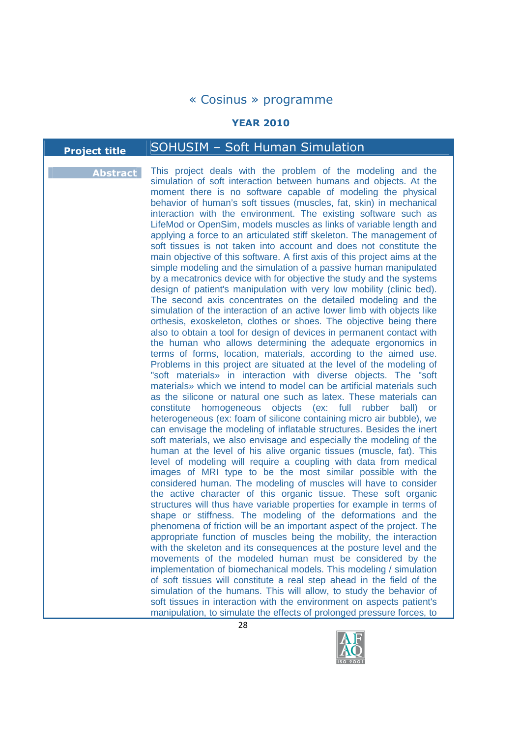# « Cosinus » programme

## YEAR 2010

| Project title | SOHUSIM – Soft Human Simulation |
| --- | --- |
| **Abstract** | This project deals with the problem of the modeling and the simulation of soft interaction between humans and objects. At the moment there is no software capable of modeling the physical behavior of human's soft tissues (muscles, fat, skin) in mechanical interaction with the environment. The existing software such as LifeMod or OpenSim, models muscles as links of variable length and applying a force to an articulated stiff skeleton. The management of soft tissues is not taken into account and does not constitute the main objective of this software. A first axis of this project aims at the simple modeling and the simulation of a passive human manipulated by a mecatronics device with for objective the study and the systems design of patient's manipulation with very low mobility (clinic bed). The second axis concentrates on the detailed modeling and the simulation of the interaction of an active lower limb with objects like orthesis, exoskeleton, clothes or shoes. The objective being there also to obtain a tool for design of devices in permanent contact with the human who allows determining the adequate ergonomics in terms of forms, location, materials, according to the aimed use. Problems in this project are situated at the level of the modeling of "soft materials» in interaction with diverse objects. The "soft materials» which we intend to model can be artificial materials such as the silicone or natural one such as latex. These materials can constitute homogeneous objects (ex: full rubber ball) or heterogeneous (ex: foam of silicone containing micro air bubble), we can envisage the modeling of inflatable structures. Besides the inert soft materials, we also envisage and especially the modeling of the human at the level of his alive organic tissues (muscle, fat). This level of modeling will require a coupling with data from medical images of MRI type to be the most similar possible with the considered human. The modeling of muscles will have to consider the active character of this organic tissue. These soft organic structures will thus have variable properties for example in terms of shape or stiffness. The modeling of the deformations and the phenomena of friction will be an important aspect of the project. The appropriate function of muscles being the mobility, the interaction with the skeleton and its consequences at the posture level and the movements of the modeled human must be considered by the implementation of biomechanical models. This modeling / simulation of soft tissues will constitute a real step ahead in the field of the simulation of the humans. This will allow, to study the behavior of soft tissues in interaction with the environment on aspects patient's manipulation, to simulate the effects of prolonged pressure forces, to |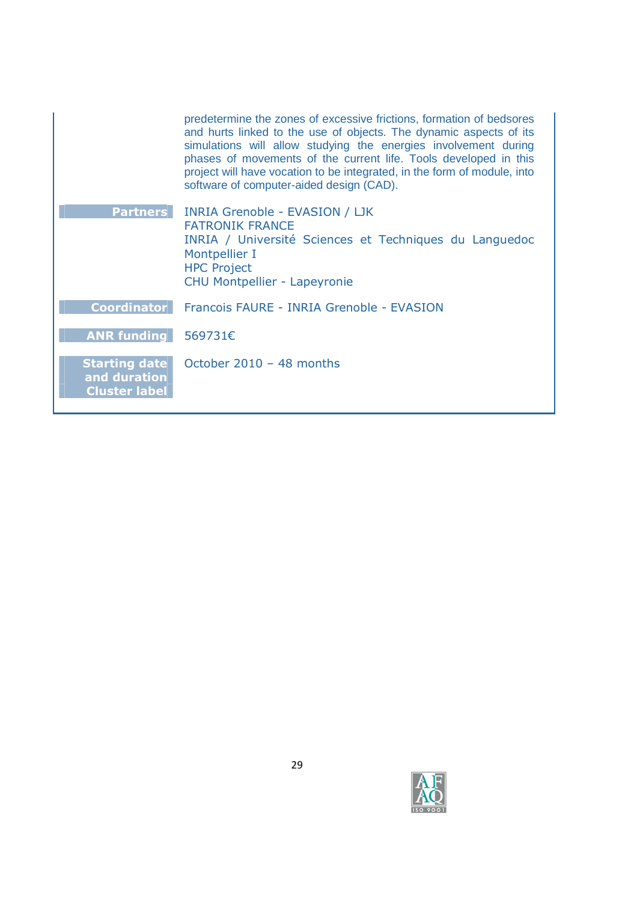| | |
|---|---|
| | predetermine the zones of excessive frictions, formation of bedsores and hurts linked to the use of objects. The dynamic aspects of its simulations will allow studying the energies involvement during phases of movements of the current life. Tools developed in this project will have vocation to be integrated, in the form of module, into software of computer-aided design (CAD). |
| **Partners** | INRIA Grenoble - EVASION / LJK<br>FATRONIK FRANCE<br>INRIA / Université Sciences et Techniques du Languedoc Montpellier I<br>HPC Project<br>CHU Montpellier - Lapeyronie |
| **Coordinator** | Francois FAURE - INRIA Grenoble - EVASION |
| **ANR funding** | 569731€ |
| **Starting date and duration** | October 2010 – 48 months |
| **Cluster label** | |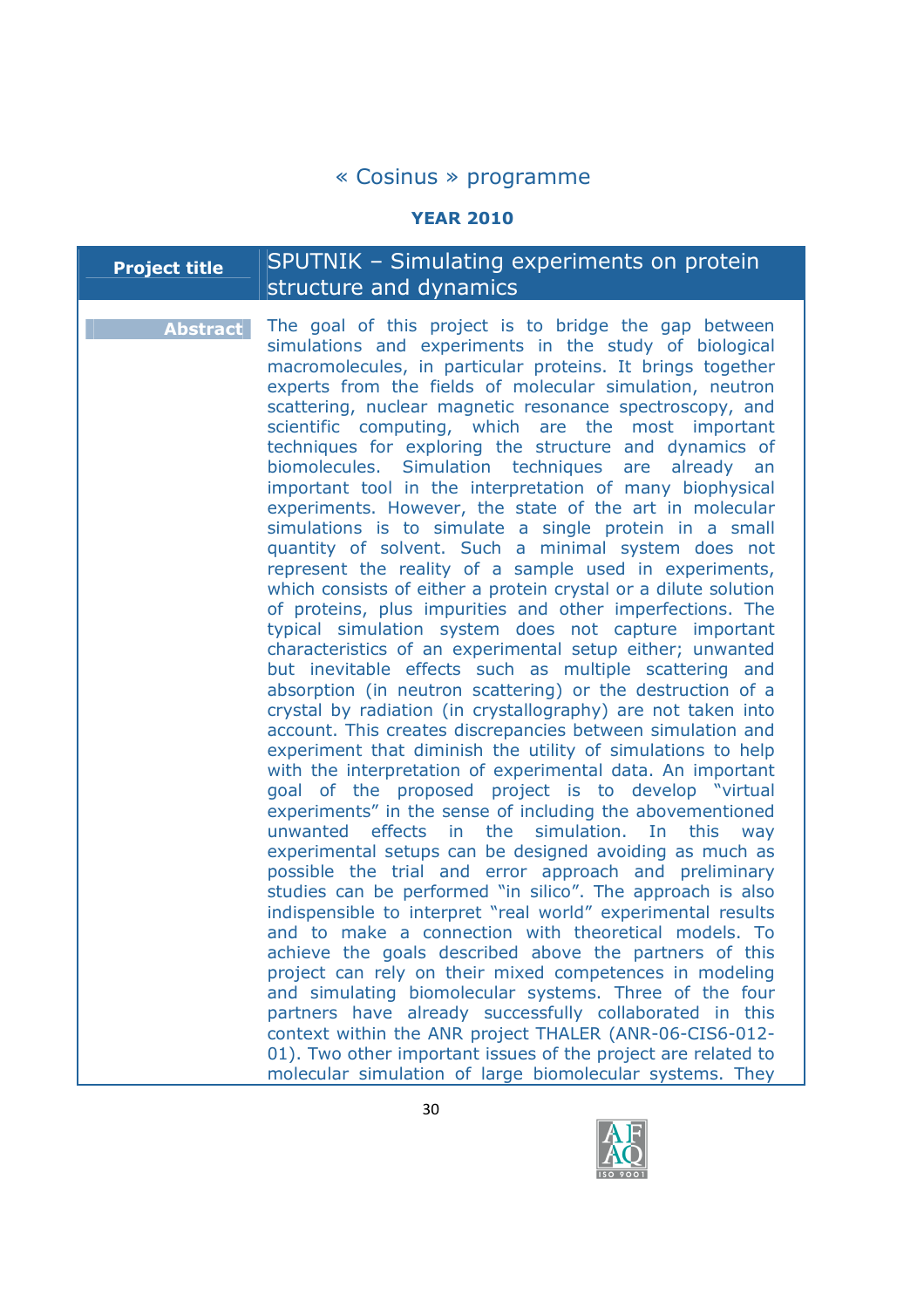# « Cosinus » programme

**YEAR 2010**

| **Project title** | SPUTNIK – Simulating experiments on protein structure and dynamics |
|---|---|

**Abstract**

The goal of this project is to bridge the gap between simulations and experiments in the study of biological macromolecules, in particular proteins. It brings together experts from the fields of molecular simulation, neutron scattering, nuclear magnetic resonance spectroscopy, and scientific computing, which are the most important techniques for exploring the structure and dynamics of biomolecules. Simulation techniques are already an important tool in the interpretation of many biophysical experiments. However, the state of the art in molecular simulations is to simulate a single protein in a small quantity of solvent. Such a minimal system does not represent the reality of a sample used in experiments, which consists of either a protein crystal or a dilute solution of proteins, plus impurities and other imperfections. The typical simulation system does not capture important characteristics of an experimental setup either; unwanted but inevitable effects such as multiple scattering and absorption (in neutron scattering) or the destruction of a crystal by radiation (in crystallography) are not taken into account. This creates discrepancies between simulation and experiment that diminish the utility of simulations to help with the interpretation of experimental data. An important goal of the proposed project is to develop "virtual experiments" in the sense of including the abovementioned unwanted effects in the simulation. In this way experimental setups can be designed avoiding as much as possible the trial and error approach and preliminary studies can be performed "in silico". The approach is also indispensible to interpret "real world" experimental results and to make a connection with theoretical models. To achieve the goals described above the partners of this project can rely on their mixed competences in modeling and simulating biomolecular systems. Three of the four partners have already successfully collaborated in this context within the ANR project THALER (ANR-06-CIS6-012-01). Two other important issues of the project are related to molecular simulation of large biomolecular systems. They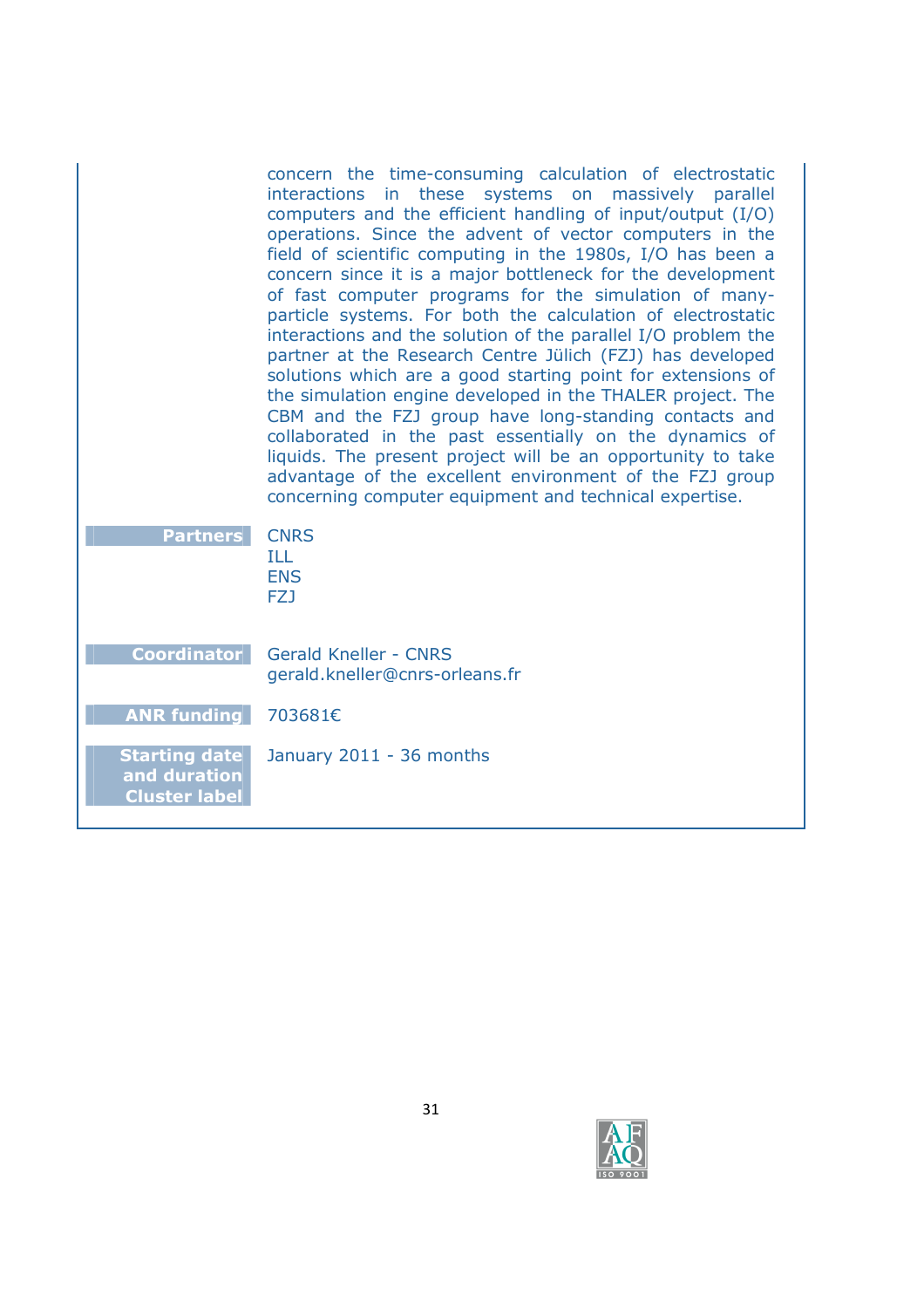concern the time-consuming calculation of electrostatic interactions in these systems on massively parallel computers and the efficient handling of input/output (I/O) operations. Since the advent of vector computers in the field of scientific computing in the 1980s, I/O has been a concern since it is a major bottleneck for the development of fast computer programs for the simulation of many-particle systems. For both the calculation of electrostatic interactions and the solution of the parallel I/O problem the partner at the Research Centre Jülich (FZJ) has developed solutions which are a good starting point for extensions of the simulation engine developed in the THALER project. The CBM and the FZJ group have long-standing contacts and collaborated in the past essentially on the dynamics of liquids. The present project will be an opportunity to take advantage of the excellent environment of the FZJ group concerning computer equipment and technical expertise.

| | |
|---|---|
| **Partners** | CNRS<br>ILL<br>ENS<br>FZJ |
| **Coordinator** | Gerald Kneller - CNRS<br>gerald.kneller@cnrs-orleans.fr |
| **ANR funding** | 703681€ |
| **Starting date and duration** | January 2011 - 36 months |
| **Cluster label** | |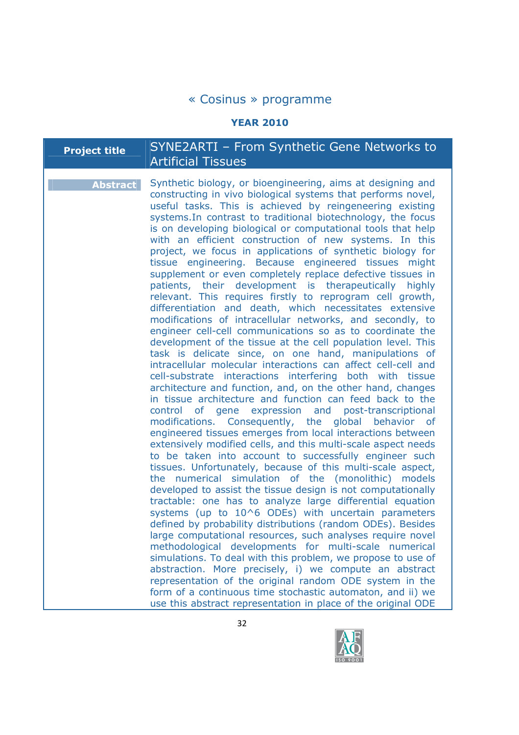« Cosinus » programme

**YEAR 2010**

| **Project title** | SYNE2ARTI – From Synthetic Gene Networks to Artificial Tissues |
| --- | --- |
| **Abstract** | Synthetic biology, or bioengineering, aims at designing and constructing in vivo biological systems that performs novel, useful tasks. This is achieved by reingeneering existing systems.In contrast to traditional biotechnology, the focus is on developing biological or computational tools that help with an efficient construction of new systems. In this project, we focus in applications of synthetic biology for tissue engineering. Because engineered tissues might supplement or even completely replace defective tissues in patients, their development is therapeutically highly relevant. This requires firstly to reprogram cell growth, differentiation and death, which necessitates extensive modifications of intracellular networks, and secondly, to engineer cell-cell communications so as to coordinate the development of the tissue at the cell population level. This task is delicate since, on one hand, manipulations of intracellular molecular interactions can affect cell-cell and cell-substrate interactions interfering both with tissue architecture and function, and, on the other hand, changes in tissue architecture and function can feed back to the control of gene expression and post-transcriptional modifications. Consequently, the global behavior of engineered tissues emerges from local interactions between extensively modified cells, and this multi-scale aspect needs to be taken into account to successfully engineer such tissues. Unfortunately, because of this multi-scale aspect, the numerical simulation of the (monolithic) models developed to assist the tissue design is not computationally tractable: one has to analyze large differential equation systems (up to 10^6 ODEs) with uncertain parameters defined by probability distributions (random ODEs). Besides large computational resources, such analyses require novel methodological developments for multi-scale numerical simulations. To deal with this problem, we propose to use of abstraction. More precisely, i) we compute an abstract representation of the original random ODE system in the form of a continuous time stochastic automaton, and ii) we use this abstract representation in place of the original ODE |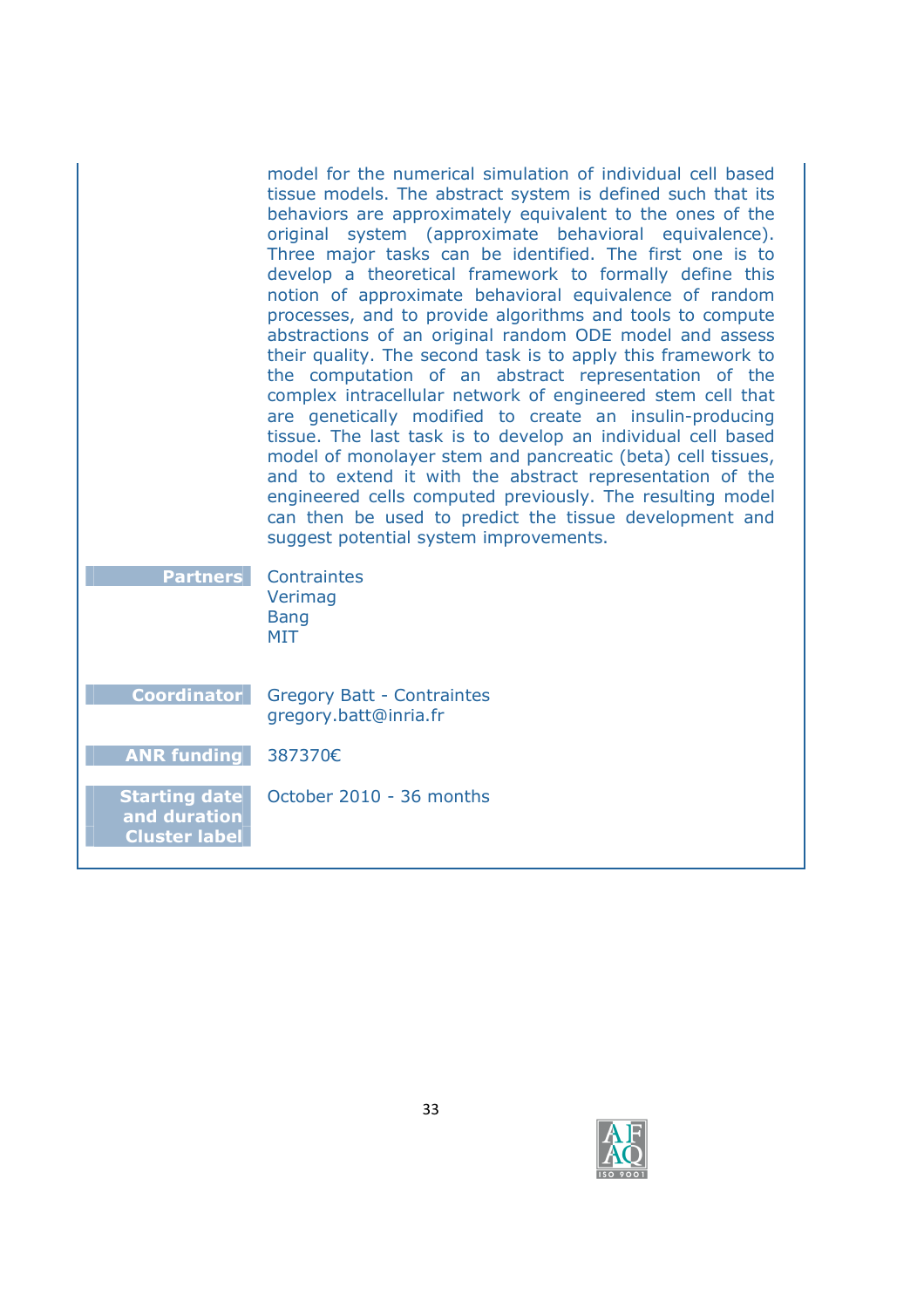| | |
|---|---|
| | model for the numerical simulation of individual cell based tissue models. The abstract system is defined such that its behaviors are approximately equivalent to the ones of the original system (approximate behavioral equivalence). Three major tasks can be identified. The first one is to develop a theoretical framework to formally define this notion of approximate behavioral equivalence of random processes, and to provide algorithms and tools to compute abstractions of an original random ODE model and assess their quality. The second task is to apply this framework to the computation of an abstract representation of the complex intracellular network of engineered stem cell that are genetically modified to create an insulin-producing tissue. The last task is to develop an individual cell based model of monolayer stem and pancreatic (beta) cell tissues, and to extend it with the abstract representation of the engineered cells computed previously. The resulting model can then be used to predict the tissue development and suggest potential system improvements. |
| **Partners** | Contraintes<br>Verimag<br>Bang<br>MIT |
| **Coordinator** | Gregory Batt - Contraintes<br>gregory.batt@inria.fr |
| **ANR funding** | 387370€ |
| **Starting date and duration** | October 2010 - 36 months |
| **Cluster label** | |